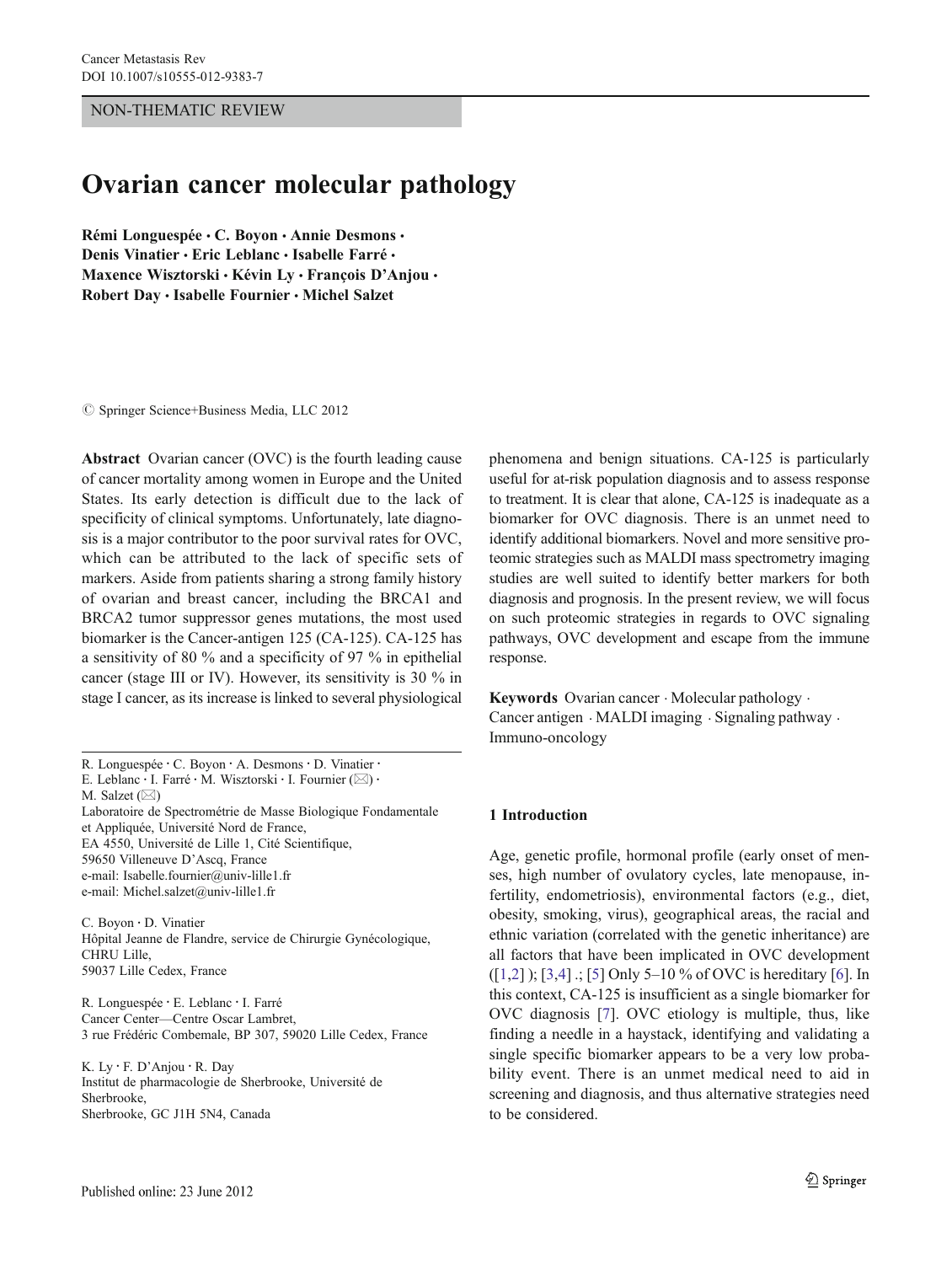NON-THEMATIC REVIEW

# Ovarian cancer molecular pathology

**Rémi Longuespée · C. Boyon · Annie Desmons · Denis Vinatier · Eric Leblanc · Isabelle Farré · Maxence Wisztorski · Kévin Ly · François D'Anjou · Robert Day · Isabelle Fournier · Michel Salzet**

© Springer Science+Business Media, LLC 2012

**Abstract** Ovarian cancer (OVC) is the fourth leading cause of cancer mortality among women in Europe and the United States. Its early detection is difficult due to the lack of specificity of clinical symptoms. Unfortunately, late diagnosis is a major contributor to the poor survival rates for OVC, which can be attributed to the lack of specific sets of markers. Aside from patients sharing a strong family history of ovarian and breast cancer, including the BRCA1 and BRCA2 tumor suppressor genes mutations, the most used biomarker is the Cancer-antigen 125 (CA-125). CA-125 has a sensitivity of 80 % and a specificity of 97 % in epithelial cancer (stage III or IV). However, its sensitivity is 30 % in stage I cancer, as its increase is linked to several physiological phenomena and benign situations. CA-125 is particularly useful for at-risk population diagnosis and to assess response to treatment. It is clear that alone, CA-125 is inadequate as a biomarker for OVC diagnosis. There is an unmet need to identify additional biomarkers. Novel and more sensitive proteomic strategies such as MALDI mass spectrometry imaging studies are well suited to identify better markers for both diagnosis and prognosis. In the present review, we will focus on such proteomic strategies in regards to OVC signaling pathways, OVC development and escape from the immune response.

**Keywords** Ovarian cancer · Molecular pathology · Cancer antigen · MALDI imaging · Signaling pathway · Immuno-oncology

R. Longuespée · C. Boyon · A. Desmons · D. Vinatier · E. Leblanc · I. Farré · M. Wisztorski · I. Fournier (✉) · M. Salzet (✉)
Laboratoire de Spectrométrie de Masse Biologique Fondamentale et Appliquée, Université Nord de France, EA 4550, Université de Lille 1, Cité Scientifique, 59650 Villeneuve D'Ascq, France
e-mail: Isabelle.fournier@univ-lille1.fr
e-mail: Michel.salzet@univ-lille1.fr

C. Boyon · D. Vinatier
Hôpital Jeanne de Flandre, service de Chirurgie Gynécologique, CHRU Lille, 59037 Lille Cedex, France

R. Longuespée · E. Leblanc · I. Farré
Cancer Center—Centre Oscar Lambret, 3 rue Frédéric Combemale, BP 307, 59020 Lille Cedex, France

K. Ly · F. D'Anjou · R. Day
Institut de pharmacologie de Sherbrooke, Université de Sherbrooke, Sherbrooke, GC J1H 5N4, Canada

## 1 Introduction

Age, genetic profile, hormonal profile (early onset of menses, high number of ovulatory cycles, late menopause, infertility, endometriosis), environmental factors (e.g., diet, obesity, smoking, virus), geographical areas, the racial and ethnic variation (correlated with the genetic inheritance) are all factors that have been implicated in OVC development ([1,2] ); [3,4] .; [5] Only 5–10 % of OVC is hereditary [6]. In this context, CA-125 is insufficient as a single biomarker for OVC diagnosis [7]. OVC etiology is multiple, thus, like finding a needle in a haystack, identifying and validating a single specific biomarker appears to be a very low probability event. There is an unmet medical need to aid in screening and diagnosis, and thus alternative strategies need to be considered.

Published online: 23 June 2012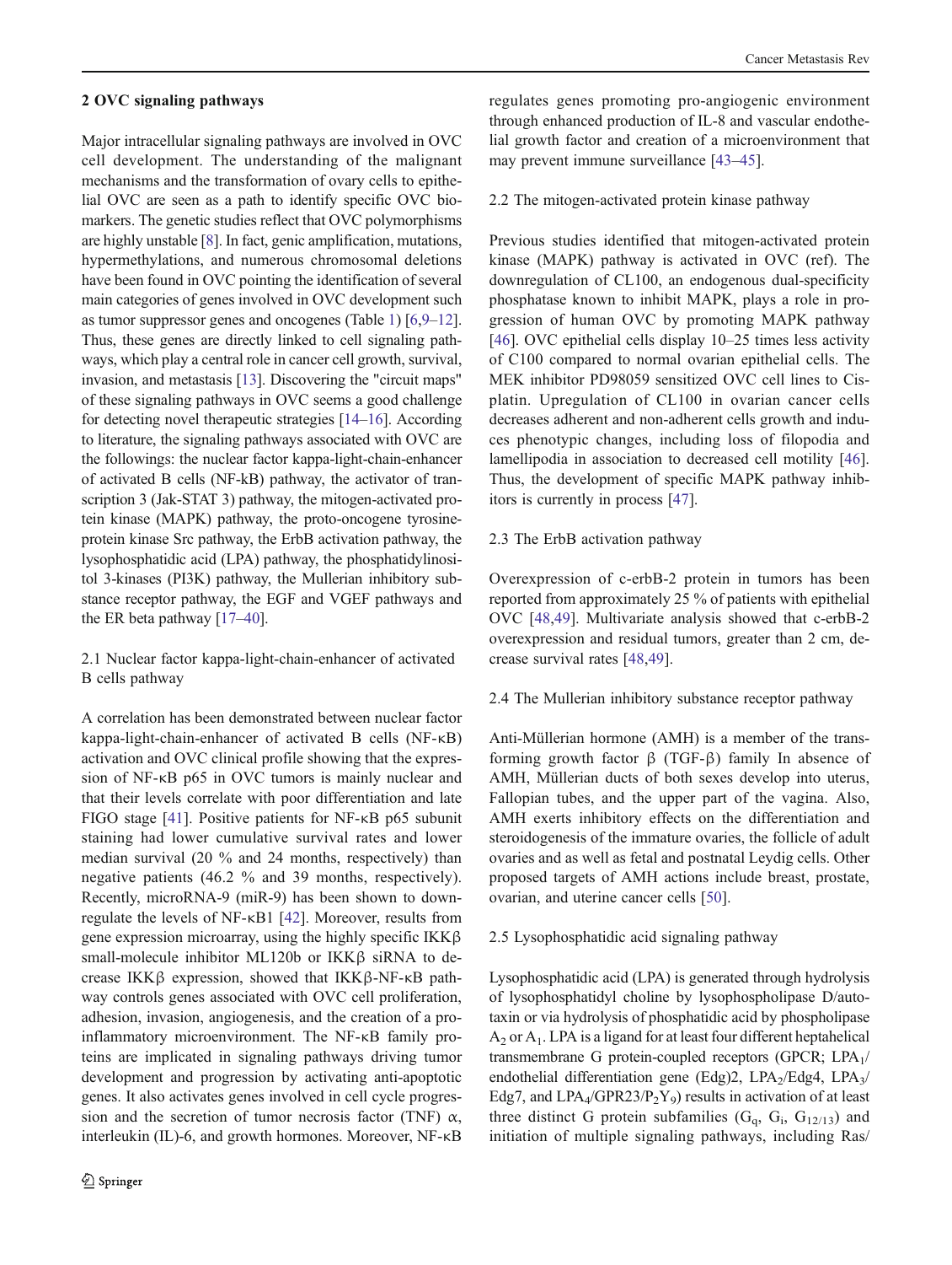## 2 OVC signaling pathways

Major intracellular signaling pathways are involved in OVC cell development. The understanding of the malignant mechanisms and the transformation of ovary cells to epithelial OVC are seen as a path to identify specific OVC biomarkers. The genetic studies reflect that OVC polymorphisms are highly unstable [8]. In fact, genic amplification, mutations, hypermethylations, and numerous chromosomal deletions have been found in OVC pointing the identification of several main categories of genes involved in OVC development such as tumor suppressor genes and oncogenes (Table 1) [6,9–12]. Thus, these genes are directly linked to cell signaling pathways, which play a central role in cancer cell growth, survival, invasion, and metastasis [13]. Discovering the "circuit maps" of these signaling pathways in OVC seems a good challenge for detecting novel therapeutic strategies [14–16]. According to literature, the signaling pathways associated with OVC are the followings: the nuclear factor kappa-light-chain-enhancer of activated B cells (NF-kB) pathway, the activator of transcription 3 (Jak-STAT 3) pathway, the mitogen-activated protein kinase (MAPK) pathway, the proto-oncogene tyrosine-protein kinase Src pathway, the ErbB activation pathway, the lysophosphatidic acid (LPA) pathway, the phosphatidylinositol 3-kinases (PI3K) pathway, the Mullerian inhibitory substance receptor pathway, the EGF and VGEF pathways and the ER beta pathway [17–40].

### 2.1 Nuclear factor kappa-light-chain-enhancer of activated B cells pathway

A correlation has been demonstrated between nuclear factor kappa-light-chain-enhancer of activated B cells (NF-κB) activation and OVC clinical profile showing that the expression of NF-κB p65 in OVC tumors is mainly nuclear and that their levels correlate with poor differentiation and late FIGO stage [41]. Positive patients for NF-κB p65 subunit staining had lower cumulative survival rates and lower median survival (20 % and 24 months, respectively) than negative patients (46.2 % and 39 months, respectively). Recently, microRNA-9 (miR-9) has been shown to downregulate the levels of NF-κB1 [42]. Moreover, results from gene expression microarray, using the highly specific IKKβ small-molecule inhibitor ML120b or IKKβ siRNA to decrease IKKβ expression, showed that IKKβ-NF-κB pathway controls genes associated with OVC cell proliferation, adhesion, invasion, angiogenesis, and the creation of a pro-inflammatory microenvironment. The NF-κB family proteins are implicated in signaling pathways driving tumor development and progression by activating anti-apoptotic genes. It also activates genes involved in cell cycle progression and the secretion of tumor necrosis factor (TNF) α, interleukin (IL)-6, and growth hormones. Moreover, NF-κB regulates genes promoting pro-angiogenic environment through enhanced production of IL-8 and vascular endothelial growth factor and creation of a microenvironment that may prevent immune surveillance [43–45].

### 2.2 The mitogen-activated protein kinase pathway

Previous studies identified that mitogen-activated protein kinase (MAPK) pathway is activated in OVC (ref). The downregulation of CL100, an endogenous dual-specificity phosphatase known to inhibit MAPK, plays a role in progression of human OVC by promoting MAPK pathway [46]. OVC epithelial cells display 10–25 times less activity of C100 compared to normal ovarian epithelial cells. The MEK inhibitor PD98059 sensitized OVC cell lines to Cisplatin. Upregulation of CL100 in ovarian cancer cells decreases adherent and non-adherent cells growth and induces phenotypic changes, including loss of filopodia and lamellipodia in association to decreased cell motility [46]. Thus, the development of specific MAPK pathway inhibitors is currently in process [47].

### 2.3 The ErbB activation pathway

Overexpression of c-erbB-2 protein in tumors has been reported from approximately 25 % of patients with epithelial OVC [48,49]. Multivariate analysis showed that c-erbB-2 overexpression and residual tumors, greater than 2 cm, decrease survival rates [48,49].

### 2.4 The Mullerian inhibitory substance receptor pathway

Anti-Müllerian hormone (AMH) is a member of the transforming growth factor β (TGF-β) family In absence of AMH, Müllerian ducts of both sexes develop into uterus, Fallopian tubes, and the upper part of the vagina. Also, AMH exerts inhibitory effects on the differentiation and steroidogenesis of the immature ovaries, the follicle of adult ovaries and as well as fetal and postnatal Leydig cells. Other proposed targets of AMH actions include breast, prostate, ovarian, and uterine cancer cells [50].

### 2.5 Lysophosphatidic acid signaling pathway

Lysophosphatidic acid (LPA) is generated through hydrolysis of lysophosphatidyl choline by lysophospholipase D/autotaxin or via hydrolysis of phosphatidic acid by phospholipase $A_2$ or $A_1$. LPA is a ligand for at least four different heptahelical transmembrane G protein-coupled receptors (GPCR; $LPA_1$/endothelial differentiation gene (Edg)2, $LPA_2$/Edg4, $LPA_3$/Edg7, and $LPA_4$/GPR23/$P_2Y_9$) results in activation of at least three distinct G protein subfamilies ($G_q$, $G_i$, $G_{12/13}$) and initiation of multiple signaling pathways, including Ras/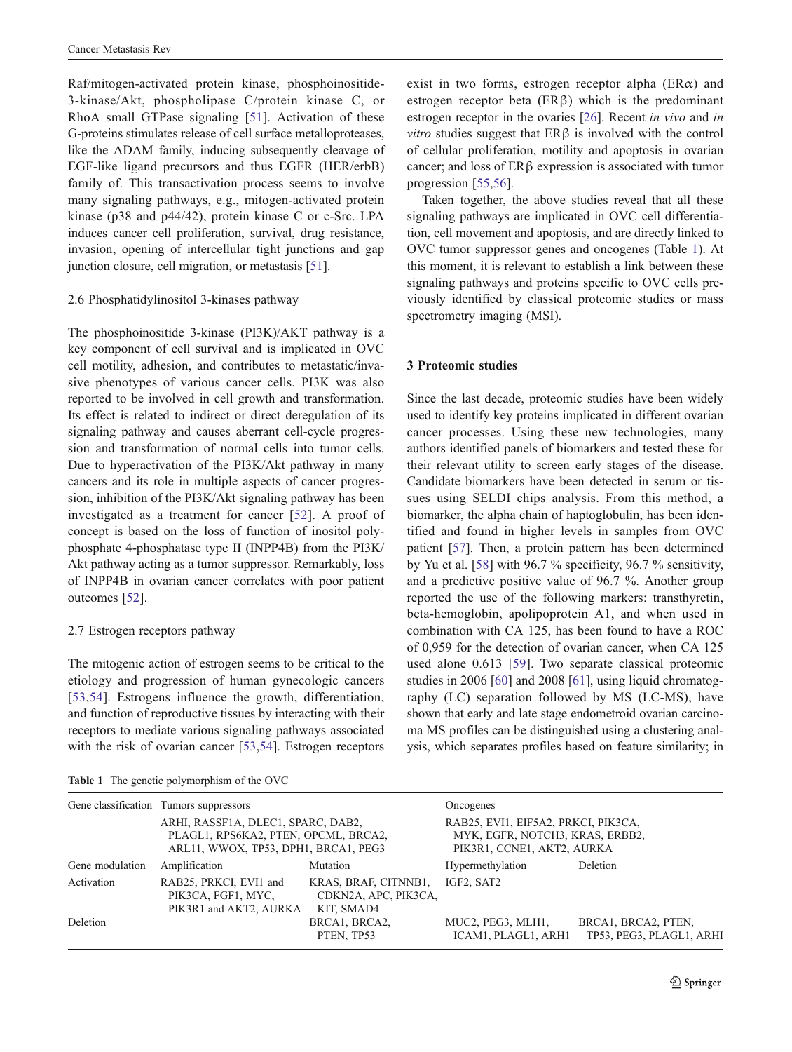Raf/mitogen-activated protein kinase, phosphoinositide-3-kinase/Akt, phospholipase C/protein kinase C, or RhoA small GTPase signaling [51]. Activation of these G-proteins stimulates release of cell surface metalloproteases, like the ADAM family, inducing subsequently cleavage of EGF-like ligand precursors and thus EGFR (HER/erbB) family of. This transactivation process seems to involve many signaling pathways, e.g., mitogen-activated protein kinase (p38 and p44/42), protein kinase C or c-Src. LPA induces cancer cell proliferation, survival, drug resistance, invasion, opening of intercellular tight junctions and gap junction closure, cell migration, or metastasis [51].

### 2.6 Phosphatidylinositol 3-kinases pathway

The phosphoinositide 3-kinase (PI3K)/AKT pathway is a key component of cell survival and is implicated in OVC cell motility, adhesion, and contributes to metastatic/invasive phenotypes of various cancer cells. PI3K was also reported to be involved in cell growth and transformation. Its effect is related to indirect or direct deregulation of its signaling pathway and causes aberrant cell-cycle progression and transformation of normal cells into tumor cells. Due to hyperactivation of the PI3K/Akt pathway in many cancers and its role in multiple aspects of cancer progression, inhibition of the PI3K/Akt signaling pathway has been investigated as a treatment for cancer [52]. A proof of concept is based on the loss of function of inositol polyphosphate 4-phosphatase type II (INPP4B) from the PI3K/Akt pathway acting as a tumor suppressor. Remarkably, loss of INPP4B in ovarian cancer correlates with poor patient outcomes [52].

### 2.7 Estrogen receptors pathway

The mitogenic action of estrogen seems to be critical to the etiology and progression of human gynecologic cancers [53,54]. Estrogens influence the growth, differentiation, and function of reproductive tissues by interacting with their receptors to mediate various signaling pathways associated with the risk of ovarian cancer [53,54]. Estrogen receptors exist in two forms, estrogen receptor alpha (ERα) and estrogen receptor beta (ERβ) which is the predominant estrogen receptor in the ovaries [26]. Recent *in vivo* and *in vitro* studies suggest that ERβ is involved with the control of cellular proliferation, motility and apoptosis in ovarian cancer; and loss of ERβ expression is associated with tumor progression [55,56].

Taken together, the above studies reveal that all these signaling pathways are implicated in OVC cell differentiation, cell movement and apoptosis, and are directly linked to OVC tumor suppressor genes and oncogenes (Table 1). At this moment, it is relevant to establish a link between these signaling pathways and proteins specific to OVC cells previously identified by classical proteomic studies or mass spectrometry imaging (MSI).

## 3 Proteomic studies

Since the last decade, proteomic studies have been widely used to identify key proteins implicated in different ovarian cancer processes. Using these new technologies, many authors identified panels of biomarkers and tested these for their relevant utility to screen early stages of the disease. Candidate biomarkers have been detected in serum or tissues using SELDI chips analysis. From this method, a biomarker, the alpha chain of haptoglobulin, has been identified and found in higher levels in samples from OVC patient [57]. Then, a protein pattern has been determined by Yu et al. [58] with 96.7 % specificity, 96.7 % sensitivity, and a predictive positive value of 96.7 %. Another group reported the use of the following markers: transthyretin, beta-hemoglobin, apolipoprotein A1, and when used in combination with CA 125, has been found to have a ROC of 0,959 for the detection of ovarian cancer, when CA 125 used alone 0.613 [59]. Two separate classical proteomic studies in 2006 [60] and 2008 [61], using liquid chromatography (LC) separation followed by MS (LC-MS), have shown that early and late stage endometroid ovarian carcinoma MS profiles can be distinguished using a clustering analysis, which separates profiles based on feature similarity; in

**Table 1** The genetic polymorphism of the OVC

| Gene classification | Tumors suppressors | | Oncogenes | |
|---|---|---|---|---|
| | ARHI, RASSF1A, DLEC1, SPARC, DAB2, PLAGL1, RPS6KA2, PTEN, OPCML, BRCA2, ARL11, WWOX, TP53, DPH1, BRCA1, PEG3 | | RAB25, EVI1, EIF5A2, PRKCI, PIK3CA, MYK, EGFR, NOTCH3, KRAS, ERBB2, PIK3R1, CCNE1, AKT2, AURKA | |
| Gene modulation | Amplification | Mutation | Hypermethylation | Deletion |
| Activation | RAB25, PRKCI, EVI1 and PIK3CA, FGF1, MYC, PIK3R1 and AKT2, AURKA | KRAS, BRAF, CITNNB1, CDKN2A, APC, PIK3CA, KIT, SMAD4 | IGF2, SAT2 | |
| Deletion | | BRCA1, BRCA2, PTEN, TP53 | MUC2, PEG3, MLH1, ICAM1, PLAGL1, ARH1 | BRCA1, BRCA2, PTEN, TP53, PEG3, PLAGL1, ARHI |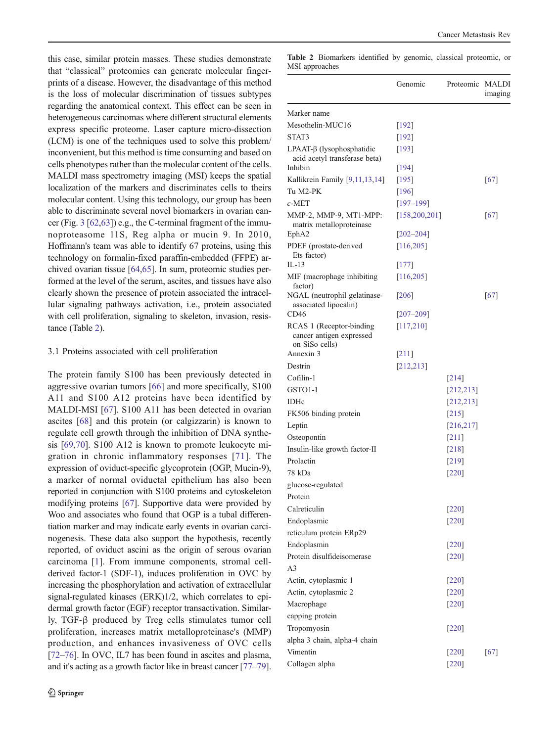this case, similar protein masses. These studies demonstrate that "classical" proteomics can generate molecular fingerprints of a disease. However, the disadvantage of this method is the loss of molecular discrimination of tissues subtypes regarding the anatomical context. This effect can be seen in heterogeneous carcinomas where different structural elements express specific proteome. Laser capture micro-dissection (LCM) is one of the techniques used to solve this problem/inconvenient, but this method is time consuming and based on cells phenotypes rather than the molecular content of the cells. MALDI mass spectrometry imaging (MSI) keeps the spatial localization of the markers and discriminates cells to theirs molecular content. Using this technology, our group has been able to discriminate several novel biomarkers in ovarian cancer (Fig. 3 [62,63]) e.g., the C-terminal fragment of the immunoproteasome 11S, Reg alpha or mucin 9. In 2010, Hoffmann's team was able to identify 67 proteins, using this technology on formalin-fixed paraffin-embedded (FFPE) archived ovarian tissue [64,65]. In sum, proteomic studies performed at the level of the serum, ascites, and tissues have also clearly shown the presence of protein associated the intracellular signaling pathways activation, i.e., protein associated with cell proliferation, signaling to skeleton, invasion, resistance (Table 2).

### 3.1 Proteins associated with cell proliferation

The protein family S100 has been previously detected in aggressive ovarian tumors [66] and more specifically, S100 A11 and S100 A12 proteins have been identified by MALDI-MSI [67]. S100 A11 has been detected in ovarian ascites [68] and this protein (or calgizzarin) is known to regulate cell growth through the inhibition of DNA synthesis [69,70]. S100 A12 is known to promote leukocyte migration in chronic inflammatory responses [71]. The expression of oviduct-specific glycoprotein (OGP, Mucin-9), a marker of normal oviductal epithelium has also been reported in conjunction with S100 proteins and cytoskeleton modifying proteins [67]. Supportive data were provided by Woo and associates who found that OGP is a tubal differentiation marker and may indicate early events in ovarian carcinogenesis. These data also support the hypothesis, recently reported, of oviduct ascini as the origin of serous ovarian carcinoma [1]. From immune components, stromal cell-derived factor-1 (SDF-1), induces proliferation in OVC by increasing the phosphorylation and activation of extracellular signal-regulated kinases (ERK)1/2, which correlates to epidermal growth factor (EGF) receptor transactivation. Similarly, TGF-β produced by Treg cells stimulates tumor cell proliferation, increases matrix metalloproteinase's (MMP) production, and enhances invasiveness of OVC cells [72–76]. In OVC, IL7 has been found in ascites and plasma, and it's acting as a growth factor like in breast cancer [77–79].

**Table 2** Biomarkers identified by genomic, classical proteomic, or MSI approaches

| Marker name | Genomic | Proteomic | MALDI imaging |
|---|---|---|---|
| Mesothelin-MUC16 | [192] | | |
| STAT3 | [192] | | |
| LPAAT-β (lysophosphatidic acid acetyl transferase beta) | [193] | | |
| Inhibin | [194] | | |
| Kallikrein Family [9,11,13,14] | [195] | | [67] |
| Tu M2-PK | [196] | | |
| c-MET | [197–199] | | |
| MMP-2, MMP-9, MT1-MPP: matrix metalloproteinase | [158,200,201] | | [67] |
| EphA2 | [202–204] | | |
| PDEF (prostate-derived Ets factor) | [116,205] | | |
| IL-13 | [177] | | |
| MIF (macrophage inhibiting factor) | [116,205] | | |
| NGAL (neutrophil gelatinase-associated lipocalin) | [206] | | [67] |
| CD46 | [207–209] | | |
| RCAS 1 (Receptor-binding cancer antigen expressed on SiSo cells) | [117,210] | | |
| Annexin 3 | [211] | | |
| Destrin | [212,213] | | |
| Cofilin-1 | | [214] | |
| GSTO1-1 | | [212,213] | |
| IDHc | | [212,213] | |
| FK506 binding protein | | [215] | |
| Leptin | | [216,217] | |
| Osteopontin | | [211] | |
| Insulin-like growth factor-II | | [218] | |
| Prolactin | | [219] | |
| 78 kDa glucose-regulated Protein | | [220] | |
| Calreticulin | | [220] | |
| Endoplasmic reticulum protein ERp29 | | [220] | |
| Endoplasmin | | [220] | |
| Protein disulfideisomerase A3 | | [220] | |
| Actin, cytoplasmic 1 | | [220] | |
| Actin, cytoplasmic 2 | | [220] | |
| Macrophage capping protein | | [220] | |
| Tropomyosin alpha 3 chain, alpha-4 chain | | [220] | |
| Vimentin | | [220] | [67] |
| Collagen alpha | | [220] | |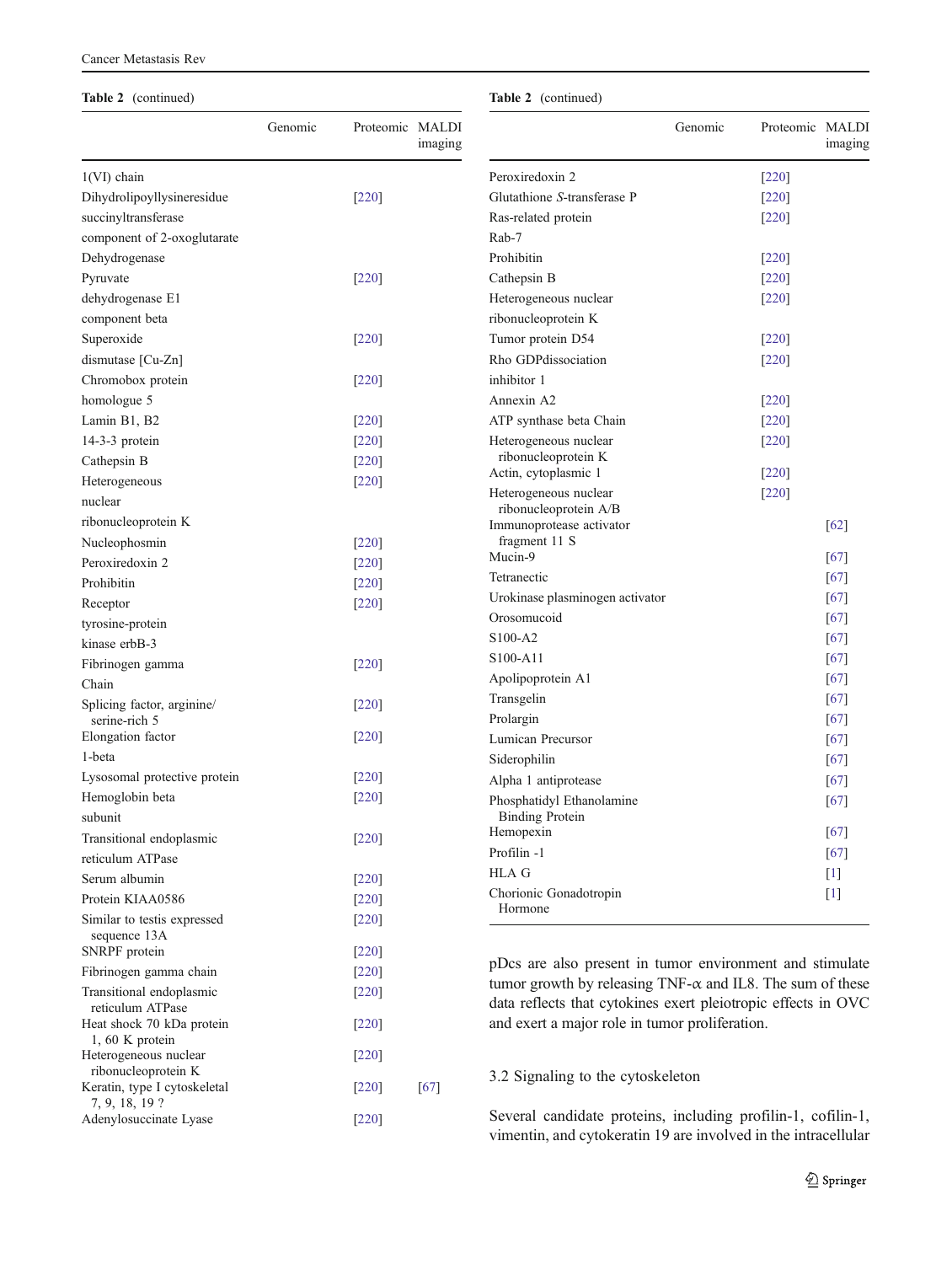**Table 2** (continued)

| | Genomic | Proteomic | MALDI imaging |
|---|---|---|---|
| 1(VI) chain | | | |
| Dihydrolipoyllysineresidue succinyltransferase component of 2-oxoglutarate Dehydrogenase | | [220] | |
| Pyruvate dehydrogenase E1 component beta | | [220] | |
| Superoxide dismutase [Cu-Zn] | | [220] | |
| Chromobox protein homologue 5 | | [220] | |
| Lamin B1, B2 | | [220] | |
| 14-3-3 protein | | [220] | |
| Cathepsin B | | [220] | |
| Heterogeneous nuclear ribonucleoprotein K | | [220] | |
| Nucleophosmin | | [220] | |
| Peroxiredoxin 2 | | [220] | |
| Prohibitin | | [220] | |
| Receptor tyrosine-protein kinase erbB-3 | | [220] | |
| Fibrinogen gamma Chain | | [220] | |
| Splicing factor, arginine/ serine-rich 5 | | [220] | |
| Elongation factor 1-beta | | [220] | |
| Lysosomal protective protein | | [220] | |
| Hemoglobin beta subunit | | [220] | |
| Transitional endoplasmic reticulum ATPase | | [220] | |
| Serum albumin | | [220] | |
| Protein KIAA0586 | | [220] | |
| Similar to testis expressed sequence 13A | | [220] | |
| SNRPF protein | | [220] | |
| Fibrinogen gamma chain | | [220] | |
| Transitional endoplasmic reticulum ATPase | | [220] | |
| Heat shock 70 kDa protein 1, 60 K protein | | [220] | |
| Heterogeneous nuclear ribonucleoprotein K | | [220] | |
| Keratin, type I cytoskeletal 7, 9, 18, 19 ? | | [220] | [67] |
| Adenylosuccinate Lyase | | [220] | |
| Peroxiredoxin 2 | | [220] | |
| Glutathione *S*-transferase P | | [220] | |
| Ras-related protein Rab-7 | | [220] | |
| Prohibitin | | [220] | |
| Cathepsin B | | [220] | |
| Heterogeneous nuclear ribonucleoprotein K | | [220] | |
| Tumor protein D54 | | [220] | |
| Rho GDPdissociation inhibitor 1 | | [220] | |
| Annexin A2 | | [220] | |
| ATP synthase beta Chain | | [220] | |
| Heterogeneous nuclear ribonucleoprotein K | | [220] | |
| Actin, cytoplasmic 1 | | [220] | |
| Heterogeneous nuclear ribonucleoprotein A/B | | [220] | |
| Immunoprotease activator fragment 11 S | | | [62] |
| Mucin-9 | | | [67] |
| Tetranectic | | | [67] |
| Urokinase plasminogen activator | | | [67] |
| Orosomucoid | | | [67] |
| S100-A2 | | | [67] |
| S100-A11 | | | [67] |
| Apolipoprotein A1 | | | [67] |
| Transgelin | | | [67] |
| Prolargin | | | [67] |
| Lumican Precursor | | | [67] |
| Siderophilin | | | [67] |
| Alpha 1 antiprotease | | | [67] |
| Phosphatidyl Ethanolamine Binding Protein | | | [67] |
| Hemopexin | | | [67] |
| Profilin -1 | | | [67] |
| HLA G | | | [1] |
| Chorionic Gonadotropin Hormone | | | [1] |

pDcs are also present in tumor environment and stimulate tumor growth by releasing TNF-α and IL8. The sum of these data reflects that cytokines exert pleiotropic effects in OVC and exert a major role in tumor proliferation.

### 3.2 Signaling to the cytoskeleton

Several candidate proteins, including profilin-1, cofilin-1, vimentin, and cytokeratin 19 are involved in the intracellular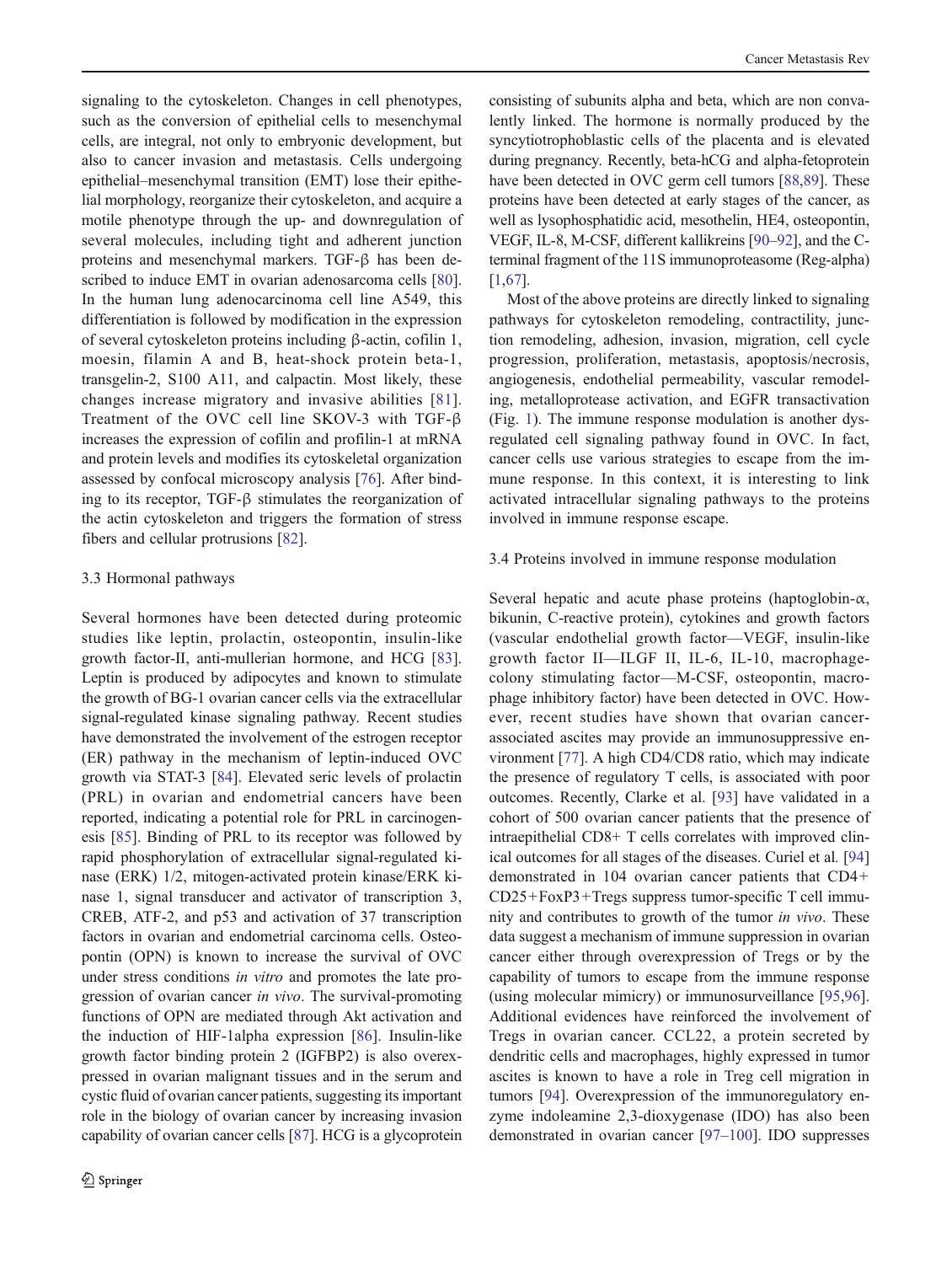signaling to the cytoskeleton. Changes in cell phenotypes, such as the conversion of epithelial cells to mesenchymal cells, are integral, not only to embryonic development, but also to cancer invasion and metastasis. Cells undergoing epithelial–mesenchymal transition (EMT) lose their epithelial morphology, reorganize their cytoskeleton, and acquire a motile phenotype through the up- and downregulation of several molecules, including tight and adherent junction proteins and mesenchymal markers. TGF-β has been described to induce EMT in ovarian adenosarcoma cells [80]. In the human lung adenocarcinoma cell line A549, this differentiation is followed by modification in the expression of several cytoskeleton proteins including β-actin, cofilin 1, moesin, filamin A and B, heat-shock protein beta-1, transgelin-2, S100 A11, and calpactin. Most likely, these changes increase migratory and invasive abilities [81]. Treatment of the OVC cell line SKOV-3 with TGF-β increases the expression of cofilin and profilin-1 at mRNA and protein levels and modifies its cytoskeletal organization assessed by confocal microscopy analysis [76]. After binding to its receptor, TGF-β stimulates the reorganization of the actin cytoskeleton and triggers the formation of stress fibers and cellular protrusions [82].

### 3.3 Hormonal pathways

Several hormones have been detected during proteomic studies like leptin, prolactin, osteopontin, insulin-like growth factor-II, anti-mullerian hormone, and HCG [83]. Leptin is produced by adipocytes and known to stimulate the growth of BG-1 ovarian cancer cells via the extracellular signal-regulated kinase signaling pathway. Recent studies have demonstrated the involvement of the estrogen receptor (ER) pathway in the mechanism of leptin-induced OVC growth via STAT-3 [84]. Elevated seric levels of prolactin (PRL) in ovarian and endometrial cancers have been reported, indicating a potential role for PRL in carcinogenesis [85]. Binding of PRL to its receptor was followed by rapid phosphorylation of extracellular signal-regulated kinase (ERK) 1/2, mitogen-activated protein kinase/ERK kinase 1, signal transducer and activator of transcription 3, CREB, ATF-2, and p53 and activation of 37 transcription factors in ovarian and endometrial carcinoma cells. Osteopontin (OPN) is known to increase the survival of OVC under stress conditions *in vitro* and promotes the late progression of ovarian cancer *in vivo*. The survival-promoting functions of OPN are mediated through Akt activation and the induction of HIF-1alpha expression [86]. Insulin-like growth factor binding protein 2 (IGFBP2) is also overexpressed in ovarian malignant tissues and in the serum and cystic fluid of ovarian cancer patients, suggesting its important role in the biology of ovarian cancer by increasing invasion capability of ovarian cancer cells [87]. HCG is a glycoprotein consisting of subunits alpha and beta, which are non convalently linked. The hormone is normally produced by the syncytiotrophoblastic cells of the placenta and is elevated during pregnancy. Recently, beta-hCG and alpha-fetoprotein have been detected in OVC germ cell tumors [88,89]. These proteins have been detected at early stages of the cancer, as well as lysophosphatidic acid, mesothelin, HE4, osteopontin, VEGF, IL-8, M-CSF, different kallikreins [90–92], and the C-terminal fragment of the 11S immunoproteasome (Reg-alpha) [1,67].

Most of the above proteins are directly linked to signaling pathways for cytoskeleton remodeling, contractility, junction remodeling, adhesion, invasion, migration, cell cycle progression, proliferation, metastasis, apoptosis/necrosis, angiogenesis, endothelial permeability, vascular remodeling, metalloprotease activation, and EGFR transactivation (Fig. 1). The immune response modulation is another dysregulated cell signaling pathway found in OVC. In fact, cancer cells use various strategies to escape from the immune response. In this context, it is interesting to link activated intracellular signaling pathways to the proteins involved in immune response escape.

### 3.4 Proteins involved in immune response modulation

Several hepatic and acute phase proteins (haptoglobin-α, bikunin, C-reactive protein), cytokines and growth factors (vascular endothelial growth factor—VEGF, insulin-like growth factor II—ILGF II, IL-6, IL-10, macrophage-colony stimulating factor—M-CSF, osteopontin, macrophage inhibitory factor) have been detected in OVC. However, recent studies have shown that ovarian cancer-associated ascites may provide an immunosuppressive environment [77]. A high CD4/CD8 ratio, which may indicate the presence of regulatory T cells, is associated with poor outcomes. Recently, Clarke et al. [93] have validated in a cohort of 500 ovarian cancer patients that the presence of intraepithelial CD8+ T cells correlates with improved clinical outcomes for all stages of the diseases. Curiel et al. [94] demonstrated in 104 ovarian cancer patients that CD4+ CD25+FoxP3+Tregs suppress tumor-specific T cell immunity and contributes to growth of the tumor *in vivo*. These data suggest a mechanism of immune suppression in ovarian cancer either through overexpression of Tregs or by the capability of tumors to escape from the immune response (using molecular mimicry) or immunosurveillance [95,96]. Additional evidences have reinforced the involvement of Tregs in ovarian cancer. CCL22, a protein secreted by dendritic cells and macrophages, highly expressed in tumor ascites is known to have a role in Treg cell migration in tumors [94]. Overexpression of the immunoregulatory enzyme indoleamine 2,3-dioxygenase (IDO) has also been demonstrated in ovarian cancer [97–100]. IDO suppresses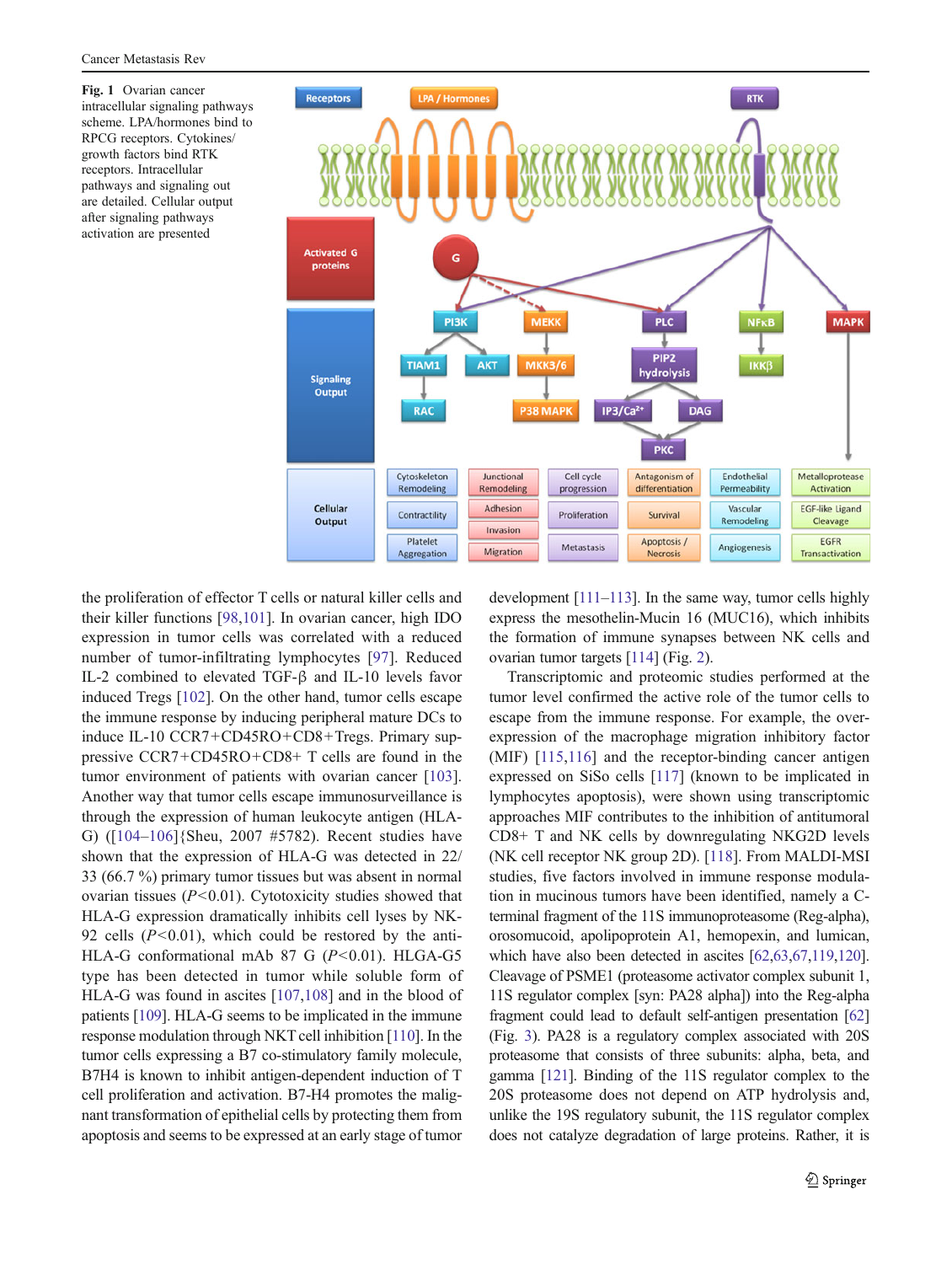**Fig. 1** Ovarian cancer intracellular signaling pathways scheme. LPA/hormones bind to RPCG receptors. Cytokines/growth factors bind RTK receptors. Intracellular pathways and signaling out are detailed. Cellular output after signaling pathways activation are presented

the proliferation of effector T cells or natural killer cells and their killer functions [98,101]. In ovarian cancer, high IDO expression in tumor cells was correlated with a reduced number of tumor-infiltrating lymphocytes [97]. Reduced IL-2 combined to elevated TGF-β and IL-10 levels favor induced Tregs [102]. On the other hand, tumor cells escape the immune response by inducing peripheral mature DCs to induce IL-10 CCR7+CD45RO+CD8+Tregs. Primary suppressive CCR7+CD45RO+CD8+ T cells are found in the tumor environment of patients with ovarian cancer [103]. Another way that tumor cells escape immunosurveillance is through the expression of human leukocyte antigen (HLA-G) ([104–106]{Sheu, 2007 #5782). Recent studies have shown that the expression of HLA-G was detected in 22/33 (66.7 %) primary tumor tissues but was absent in normal ovarian tissues ($P<0.01$). Cytotoxicity studies showed that HLA-G expression dramatically inhibits cell lyses by NK-92 cells ($P<0.01$), which could be restored by the anti-HLA-G conformational mAb 87 G ($P<0.01$). HLGA-G5 type has been detected in tumor while soluble form of HLA-G was found in ascites [107,108] and in the blood of patients [109]. HLA-G seems to be implicated in the immune response modulation through NKT cell inhibition [110]. In the tumor cells expressing a B7 co-stimulatory family molecule, B7H4 is known to inhibit antigen-dependent induction of T cell proliferation and activation. B7-H4 promotes the malignant transformation of epithelial cells by protecting them from apoptosis and seems to be expressed at an early stage of tumor development [111–113]. In the same way, tumor cells highly express the mesothelin-Mucin 16 (MUC16), which inhibits the formation of immune synapses between NK cells and ovarian tumor targets [114] (Fig. 2).

Transcriptomic and proteomic studies performed at the tumor level confirmed the active role of the tumor cells to escape from the immune response. For example, the overexpression of the macrophage migration inhibitory factor (MIF) [115,116] and the receptor-binding cancer antigen expressed on SiSo cells [117] (known to be implicated in lymphocytes apoptosis), were shown using transcriptomic approaches MIF contributes to the inhibition of antitumoral CD8+ T and NK cells by downregulating NKG2D levels (NK cell receptor NK group 2D). [118]. From MALDI-MSI studies, five factors involved in immune response modulation in mucinous tumors have been identified, namely a C-terminal fragment of the 11S immunoproteasome (Reg-alpha), orosomucoid, apolipoprotein A1, hemopexin, and lumican, which have also been detected in ascites [62,63,67,119,120]. Cleavage of PSME1 (proteasome activator complex subunit 1, 11S regulator complex [syn: PA28 alpha]) into the Reg-alpha fragment could lead to default self-antigen presentation [62] (Fig. 3). PA28 is a regulatory complex associated with 20S proteasome that consists of three subunits: alpha, beta, and gamma [121]. Binding of the 11S regulator complex to the 20S proteasome does not depend on ATP hydrolysis and, unlike the 19S regulatory subunit, the 11S regulator complex does not catalyze degradation of large proteins. Rather, it is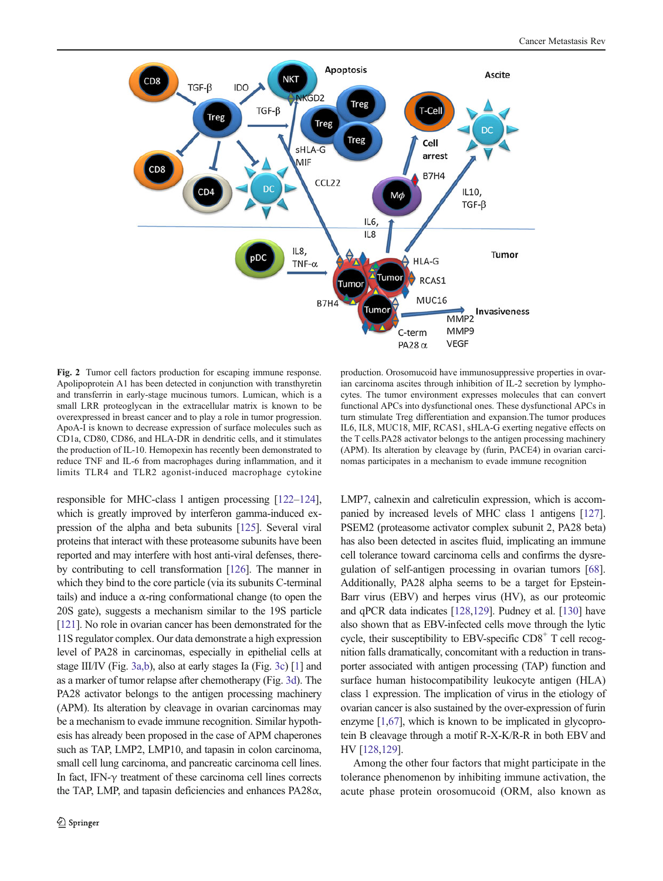**Fig. 2** Tumor cell factors production for escaping immune response. Apolipoprotein A1 has been detected in conjunction with transthyretin and transferrin in early-stage mucinous tumors. Lumican, which is a small LRR proteoglycan in the extracellular matrix is known to be overexpressed in breast cancer and to play a role in tumor progression. ApoA-I is known to decrease expression of surface molecules such as CD1a, CD80, CD86, and HLA-DR in dendritic cells, and it stimulates the production of IL-10. Hemopexin has recently been demonstrated to reduce TNF and IL-6 from macrophages during inflammation, and it limits TLR4 and TLR2 agonist-induced macrophage cytokine production. Orosomucoid have immunosuppressive properties in ovarian carcinoma ascites through inhibition of IL-2 secretion by lymphocytes. The tumor environment expresses molecules that can convert functional APCs into dysfunctional ones. These dysfunctional APCs in turn stimulate Treg differentiation and expansion.The tumor produces IL6, IL8, MUC18, MIF, RCAS1, sHLA-G exerting negative effects on the T cells.PA28 activator belongs to the antigen processing machinery (APM). Its alteration by cleavage by (furin, PACE4) in ovarian carcinomas participates in a mechanism to evade immune recognition

responsible for MHC-class 1 antigen processing [122–124], which is greatly improved by interferon gamma-induced expression of the alpha and beta subunits [125]. Several viral proteins that interact with these proteasome subunits have been reported and may interfere with host anti-viral defenses, thereby contributing to cell transformation [126]. The manner in which they bind to the core particle (via its subunits C-terminal tails) and induce a α-ring conformational change (to open the 20S gate), suggests a mechanism similar to the 19S particle [121]. No role in ovarian cancer has been demonstrated for the 11S regulator complex. Our data demonstrate a high expression level of PA28 in carcinomas, especially in epithelial cells at stage III/IV (Fig. 3a,b), also at early stages Ia (Fig. 3c) [1] and as a marker of tumor relapse after chemotherapy (Fig. 3d). The PA28 activator belongs to the antigen processing machinery (APM). Its alteration by cleavage in ovarian carcinomas may be a mechanism to evade immune recognition. Similar hypothesis has already been proposed in the case of APM chaperones such as TAP, LMP2, LMP10, and tapasin in colon carcinoma, small cell lung carcinoma, and pancreatic carcinoma cell lines. In fact, IFN-γ treatment of these carcinoma cell lines corrects the TAP, LMP, and tapasin deficiencies and enhances PA28α, LMP7, calnexin and calreticulin expression, which is accompanied by increased levels of MHC class 1 antigens [127]. PSEM2 (proteasome activator complex subunit 2, PA28 beta) has also been detected in ascites fluid, implicating an immune cell tolerance toward carcinoma cells and confirms the dysregulation of self-antigen processing in ovarian tumors [68]. Additionally, PA28 alpha seems to be a target for Epstein-Barr virus (EBV) and herpes virus (HV), as our proteomic and qPCR data indicates [128,129]. Pudney et al. [130] have also shown that as EBV-infected cells move through the lytic cycle, their susceptibility to EBV-specific $CD8^+$ T cell recognition falls dramatically, concomitant with a reduction in transporter associated with antigen processing (TAP) function and surface human histocompatibility leukocyte antigen (HLA) class 1 expression. The implication of virus in the etiology of ovarian cancer is also sustained by the over-expression of furin enzyme [1,67], which is known to be implicated in glycoprotein B cleavage through a motif R-X-K/R-R in both EBV and HV [128,129].

Among the other four factors that might participate in the tolerance phenomenon by inhibiting immune activation, the acute phase protein orosomucoid (ORM, also known as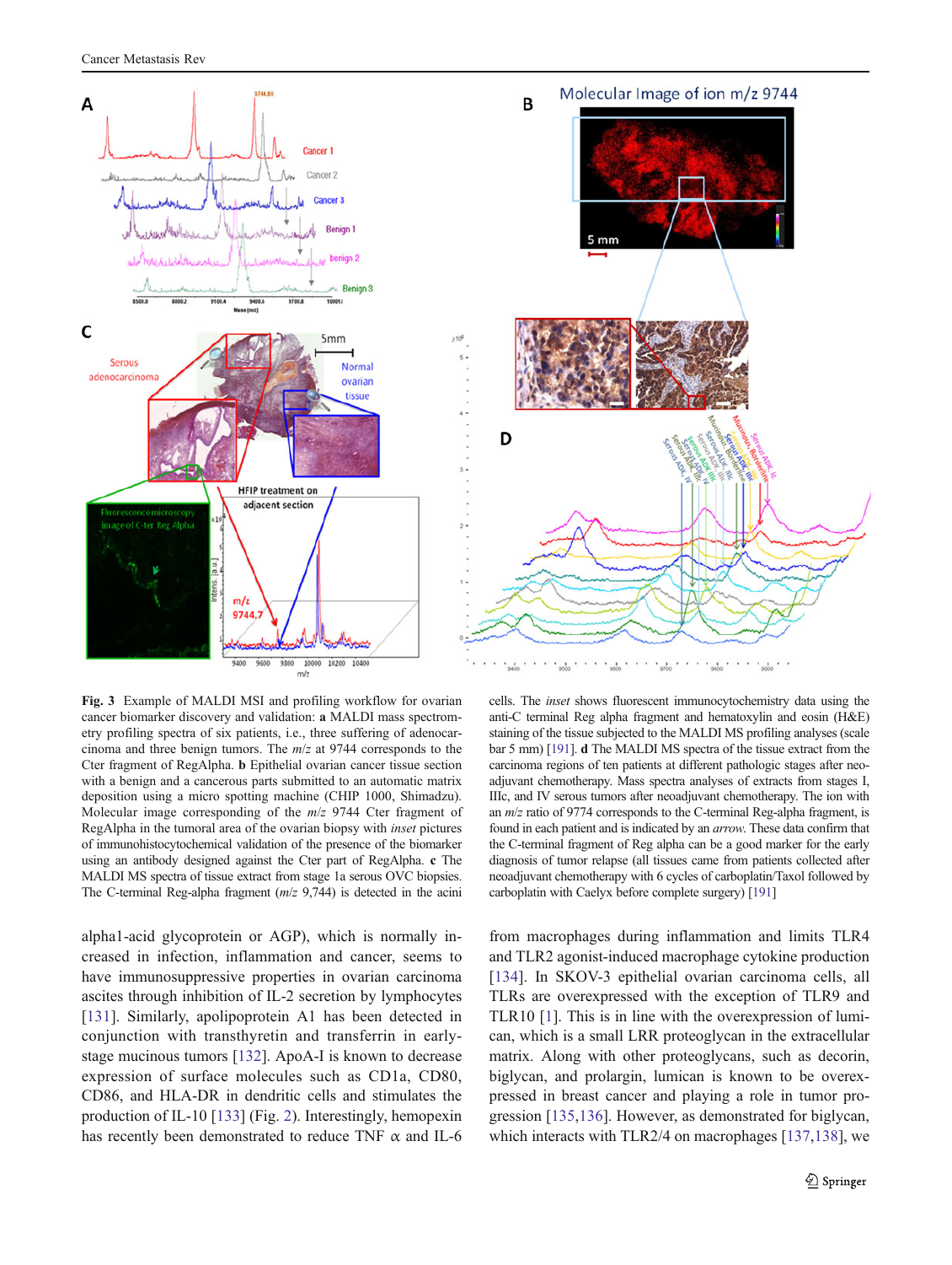**Fig. 3** Example of MALDI MSI and profiling workflow for ovarian cancer biomarker discovery and validation: **a** MALDI mass spectrometry profiling spectra of six patients, i.e., three suffering of adenocarcinoma and three benign tumors. The *m/z* at 9744 corresponds to the Cter fragment of RegAlpha. **b** Epithelial ovarian cancer tissue section with a benign and a cancerous parts submitted to an automatic matrix deposition using a micro spotting machine (CHIP 1000, Shimadzu). Molecular image corresponding of the *m/z* 9744 Cter fragment of RegAlpha in the tumoral area of the ovarian biopsy with *inset* pictures of immunohistocytochemical validation of the presence of the biomarker using an antibody designed against the Cter part of RegAlpha. **c** The MALDI MS spectra of tissue extract from stage 1a serous OVC biopsies. The C-terminal Reg-alpha fragment (*m/z* 9,744) is detected in the acini cells. The *inset* shows fluorescent immunocytochemistry data using the anti-C terminal Reg alpha fragment and hematoxylin and eosin (H&E) staining of the tissue subjected to the MALDI MS profiling analyses (scale bar 5 mm) [191]. **d** The MALDI MS spectra of the tissue extract from the carcinoma regions of ten patients at different pathologic stages after neoadjuvant chemotherapy. Mass spectra analyses of extracts from stages I, IIIc, and IV serous tumors after neoadjuvant chemotherapy. The ion with an *m/z* ratio of 9774 corresponds to the C-terminal Reg-alpha fragment, is found in each patient and is indicated by an *arrow*. These data confirm that the C-terminal fragment of Reg alpha can be a good marker for the early diagnosis of tumor relapse (all tissues came from patients collected after neoadjuvant chemotherapy with 6 cycles of carboplatin/Taxol followed by carboplatin with Caelyx before complete surgery) [191]

alpha1-acid glycoprotein or AGP), which is normally increased in infection, inflammation and cancer, seems to have immunosuppressive properties in ovarian carcinoma ascites through inhibition of IL-2 secretion by lymphocytes [131]. Similarly, apolipoprotein A1 has been detected in conjunction with transthyretin and transferrin in early-stage mucinous tumors [132]. ApoA-I is known to decrease expression of surface molecules such as CD1a, CD80, CD86, and HLA-DR in dendritic cells and stimulates the production of IL-10 [133] (Fig. 2). Interestingly, hemopexin has recently been demonstrated to reduce TNF $\alpha$ and IL-6 from macrophages during inflammation and limits TLR4 and TLR2 agonist-induced macrophage cytokine production [134]. In SKOV-3 epithelial ovarian carcinoma cells, all TLRs are overexpressed with the exception of TLR9 and TLR10 [1]. This is in line with the overexpression of lumican, which is a small LRR proteoglycan in the extracellular matrix. Along with other proteoglycans, such as decorin, biglycan, and prolargin, lumican is known to be overexpressed in breast cancer and playing a role in tumor progression [135,136]. However, as demonstrated for biglycan, which interacts with TLR2/4 on macrophages [137,138], we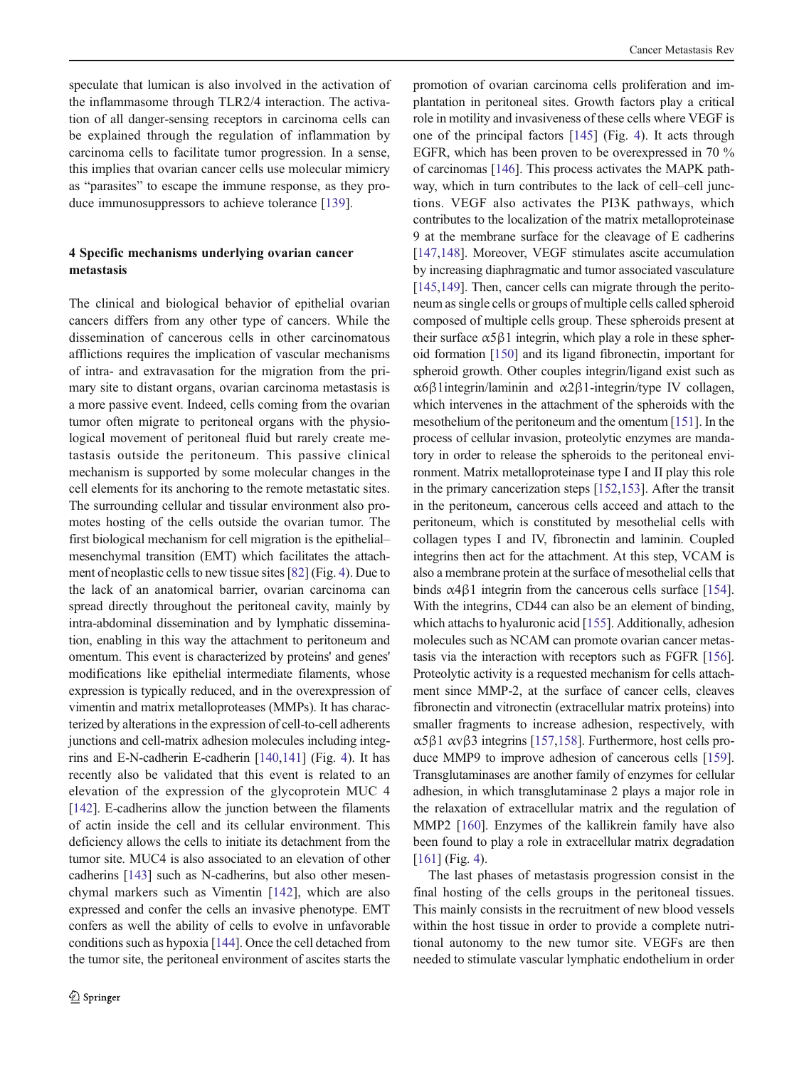speculate that lumican is also involved in the activation of the inflammasome through TLR2/4 interaction. The activation of all danger-sensing receptors in carcinoma cells can be explained through the regulation of inflammation by carcinoma cells to facilitate tumor progression. In a sense, this implies that ovarian cancer cells use molecular mimicry as "parasites" to escape the immune response, as they produce immunosuppressors to achieve tolerance [139].

## 4 Specific mechanisms underlying ovarian cancer metastasis

The clinical and biological behavior of epithelial ovarian cancers differs from any other type of cancers. While the dissemination of cancerous cells in other carcinomatous afflictions requires the implication of vascular mechanisms of intra- and extravasation for the migration from the primary site to distant organs, ovarian carcinoma metastasis is a more passive event. Indeed, cells coming from the ovarian tumor often migrate to peritoneal organs with the physiological movement of peritoneal fluid but rarely create metastasis outside the peritoneum. This passive clinical mechanism is supported by some molecular changes in the cell elements for its anchoring to the remote metastatic sites. The surrounding cellular and tissular environment also promotes hosting of the cells outside the ovarian tumor. The first biological mechanism for cell migration is the epithelial–mesenchymal transition (EMT) which facilitates the attachment of neoplastic cells to new tissue sites [82] (Fig. 4). Due to the lack of an anatomical barrier, ovarian carcinoma can spread directly throughout the peritoneal cavity, mainly by intra-abdominal dissemination and by lymphatic dissemination, enabling in this way the attachment to peritoneum and omentum. This event is characterized by proteins' and genes' modifications like epithelial intermediate filaments, whose expression is typically reduced, and in the overexpression of vimentin and matrix metalloproteases (MMPs). It has characterized by alterations in the expression of cell-to-cell adherents junctions and cell-matrix adhesion molecules including integrins and E-N-cadherin E-cadherin [140,141] (Fig. 4). It has recently also be validated that this event is related to an elevation of the expression of the glycoprotein MUC 4 [142]. E-cadherins allow the junction between the filaments of actin inside the cell and its cellular environment. This deficiency allows the cells to initiate its detachment from the tumor site. MUC4 is also associated to an elevation of other cadherins [143] such as N-cadherins, but also other mesenchymal markers such as Vimentin [142], which are also expressed and confer the cells an invasive phenotype. EMT confers as well the ability of cells to evolve in unfavorable conditions such as hypoxia [144]. Once the cell detached from the tumor site, the peritoneal environment of ascites starts the promotion of ovarian carcinoma cells proliferation and implantation in peritoneal sites. Growth factors play a critical role in motility and invasiveness of these cells where VEGF is one of the principal factors [145] (Fig. 4). It acts through EGFR, which has been proven to be overexpressed in 70 % of carcinomas [146]. This process activates the MAPK pathway, which in turn contributes to the lack of cell–cell junctions. VEGF also activates the PI3K pathways, which contributes to the localization of the matrix metalloproteinase 9 at the membrane surface for the cleavage of E cadherins [147,148]. Moreover, VEGF stimulates ascite accumulation by increasing diaphragmatic and tumor associated vasculature [145,149]. Then, cancer cells can migrate through the peritoneum as single cells or groups of multiple cells called spheroid composed of multiple cells group. These spheroids present at their surface $\alpha5\beta1$ integrin, which play a role in these spheroid formation [150] and its ligand fibronectin, important for spheroid growth. Other couples integrin/ligand exist such as $\alpha6\beta1$integrin/laminin and $\alpha2\beta1$-integrin/type IV collagen, which intervenes in the attachment of the spheroids with the mesothelium of the peritoneum and the omentum [151]. In the process of cellular invasion, proteolytic enzymes are mandatory in order to release the spheroids to the peritoneal environment. Matrix metalloproteinase type I and II play this role in the primary cancerization steps [152,153]. After the transit in the peritoneum, cancerous cells acceed and attach to the peritoneum, which is constituted by mesothelial cells with collagen types I and IV, fibronectin and laminin. Coupled integrins then act for the attachment. At this step, VCAM is also a membrane protein at the surface of mesothelial cells that binds $\alpha4\beta1$ integrin from the cancerous cells surface [154]. With the integrins, CD44 can also be an element of binding, which attachs to hyaluronic acid [155]. Additionally, adhesion molecules such as NCAM can promote ovarian cancer metastasis via the interaction with receptors such as FGFR [156]. Proteolytic activity is a requested mechanism for cells attachment since MMP-2, at the surface of cancer cells, cleaves fibronectin and vitronectin (extracellular matrix proteins) into smaller fragments to increase adhesion, respectively, with $\alpha5\beta1$ $\alpha v\beta3$ integrins [157,158]. Furthermore, host cells produce MMP9 to improve adhesion of cancerous cells [159]. Transglutaminases are another family of enzymes for cellular adhesion, in which transglutaminase 2 plays a major role in the relaxation of extracellular matrix and the regulation of MMP2 [160]. Enzymes of the kallikrein family have also been found to play a role in extracellular matrix degradation [161] (Fig. 4).

The last phases of metastasis progression consist in the final hosting of the cells groups in the peritoneal tissues. This mainly consists in the recruitment of new blood vessels within the host tissue in order to provide a complete nutritional autonomy to the new tumor site. VEGFs are then needed to stimulate vascular lymphatic endothelium in order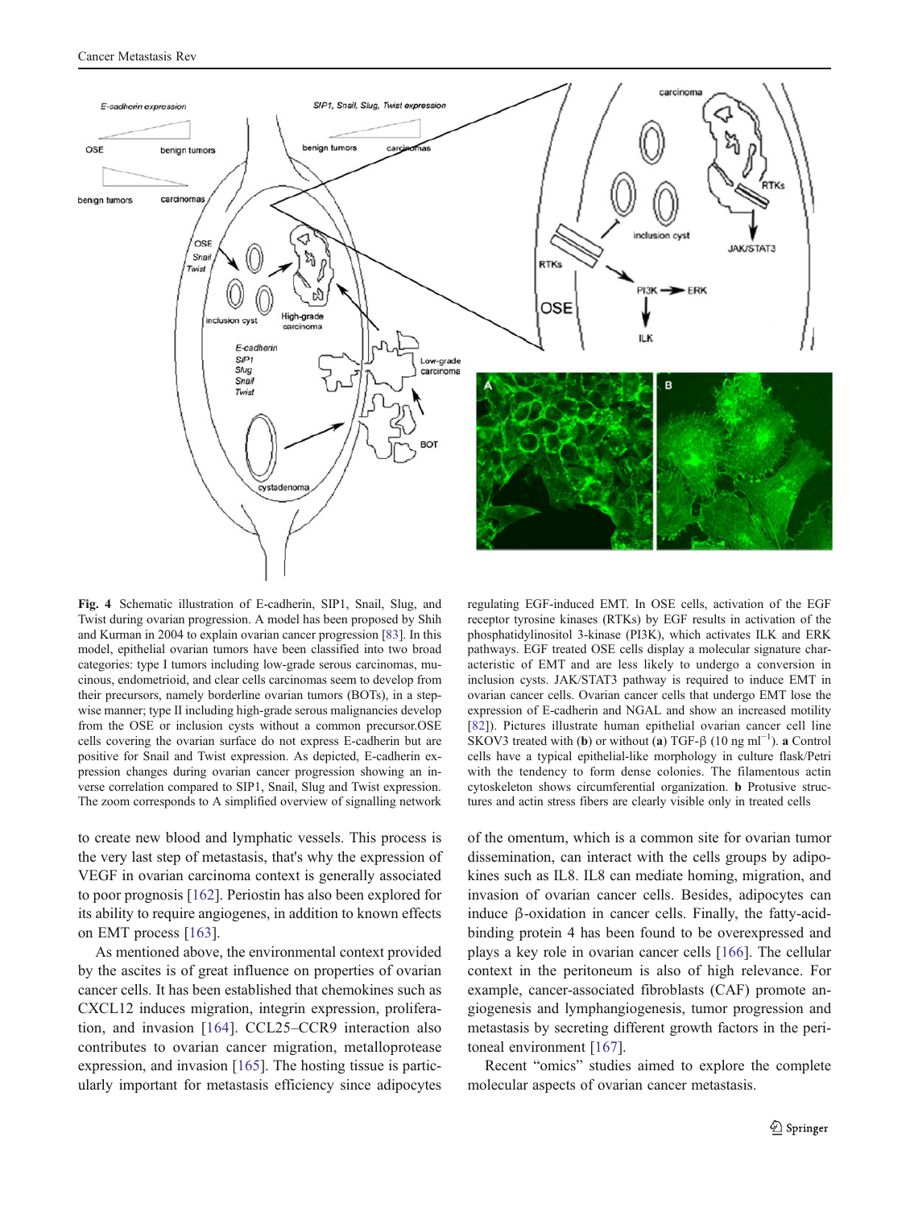**Fig. 4** Schematic illustration of E-cadherin, SIP1, Snail, Slug, and Twist during ovarian progression. A model has been proposed by Shih and Kurman in 2004 to explain ovarian cancer progression [83]. In this model, epithelial ovarian tumors have been classified into two broad categories: type I tumors including low-grade serous carcinomas, mucinous, endometrioid, and clear cells carcinomas seem to develop from their precursors, namely borderline ovarian tumors (BOTs), in a stepwise manner; type II including high-grade serous malignancies develop from the OSE or inclusion cysts without a common precursor.OSE cells covering the ovarian surface do not express E-cadherin but are positive for Snail and Twist expression. As depicted, E-cadherin expression changes during ovarian cancer progression showing an inverse correlation compared to SIP1, Snail, Slug and Twist expression. The zoom corresponds to A simplified overview of signalling network regulating EGF-induced EMT. In OSE cells, activation of the EGF receptor tyrosine kinases (RTKs) by EGF results in activation of the phosphatidylinositol 3-kinase (PI3K), which activates ILK and ERK pathways. EGF treated OSE cells display a molecular signature characteristic of EMT and are less likely to undergo a conversion in inclusion cysts. JAK/STAT3 pathway is required to induce EMT in ovarian cancer cells. Ovarian cancer cells that undergo EMT lose the expression of E-cadherin and NGAL and show an increased motility [82]). Pictures illustrate human epithelial ovarian cancer cell line SKOV3 treated with (**b**) or without (**a**) TGF-β (10 ng ml$^{-1}$). **a** Control cells have a typical epithelial-like morphology in culture flask/Petri with the tendency to form dense colonies. The filamentous actin cytoskeleton shows circumferential organization. **b** Protusive structures and actin stress fibers are clearly visible only in treated cells

to create new blood and lymphatic vessels. This process is the very last step of metastasis, that's why the expression of VEGF in ovarian carcinoma context is generally associated to poor prognosis [162]. Periostin has also been explored for its ability to require angiogenesis, in addition to known effects on EMT process [163].

As mentioned above, the environmental context provided by the ascites is of great influence on properties of ovarian cancer cells. It has been established that chemokines such as CXCL12 induces migration, integrin expression, proliferation, and invasion [164]. CCL25–CCR9 interaction also contributes to ovarian cancer migration, metalloprotease expression, and invasion [165]. The hosting tissue is particularly important for metastasis efficiency since adipocytes of the omentum, which is a common site for ovarian tumor dissemination, can interact with the cells groups by adipokines such as IL8. IL8 can mediate homing, migration, and invasion of ovarian cancer cells. Besides, adipocytes can induce β-oxidation in cancer cells. Finally, the fatty-acid-binding protein 4 has been found to be overexpressed and plays a key role in ovarian cancer cells [166]. The cellular context in the peritoneum is also of high relevance. For example, cancer-associated fibroblasts (CAF) promote angiogenesis and lymphangiogenesis, tumor progression and metastasis by secreting different growth factors in the peritoneal environment [167].

Recent "omics" studies aimed to explore the complete molecular aspects of ovarian cancer metastasis.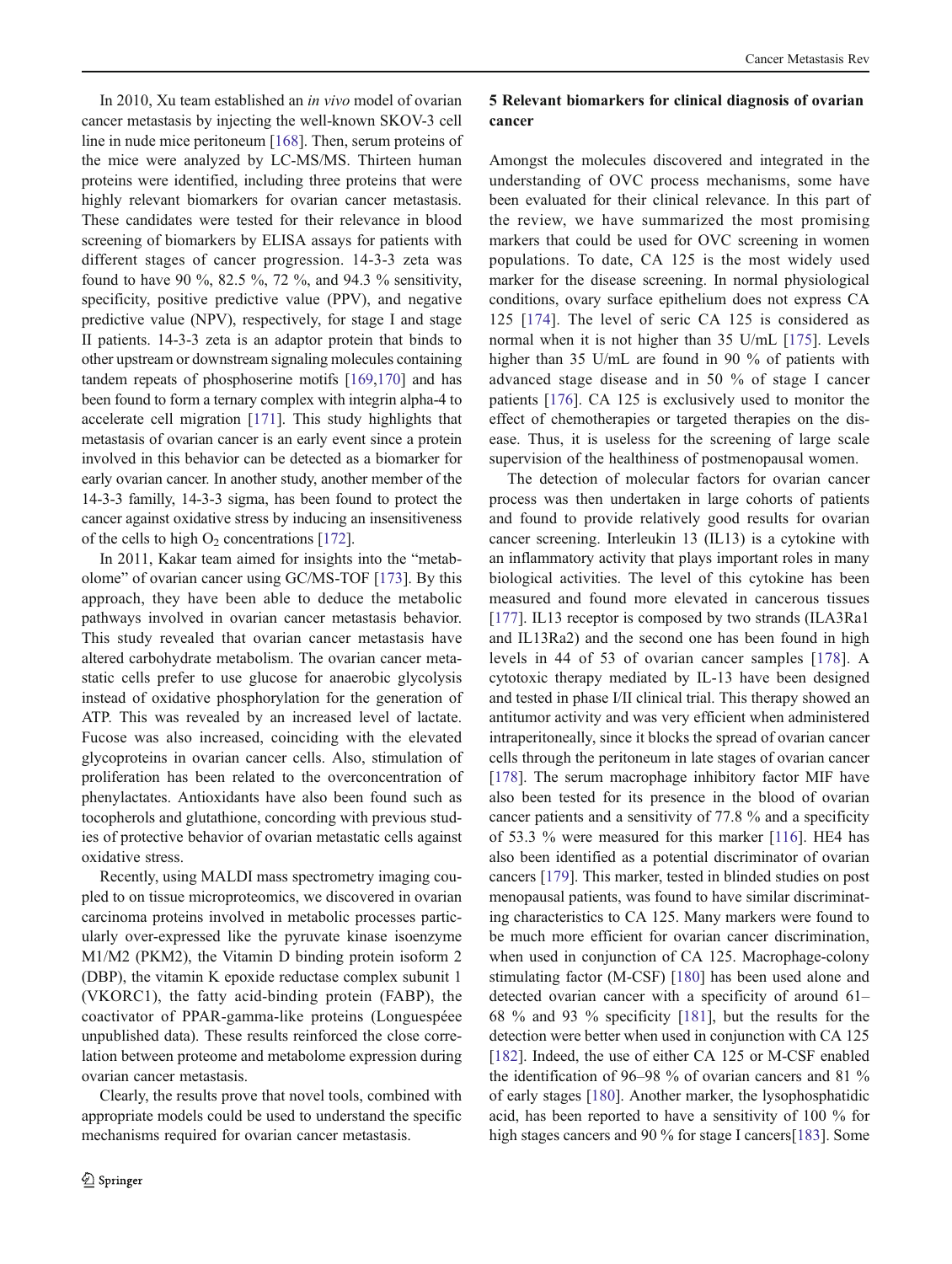In 2010, Xu team established an *in vivo* model of ovarian cancer metastasis by injecting the well-known SKOV-3 cell line in nude mice peritoneum [168]. Then, serum proteins of the mice were analyzed by LC-MS/MS. Thirteen human proteins were identified, including three proteins that were highly relevant biomarkers for ovarian cancer metastasis. These candidates were tested for their relevance in blood screening of biomarkers by ELISA assays for patients with different stages of cancer progression. 14-3-3 zeta was found to have 90 %, 82.5 %, 72 %, and 94.3 % sensitivity, specificity, positive predictive value (PPV), and negative predictive value (NPV), respectively, for stage I and stage II patients. 14-3-3 zeta is an adaptor protein that binds to other upstream or downstream signaling molecules containing tandem repeats of phosphoserine motifs [169,170] and has been found to form a ternary complex with integrin alpha-4 to accelerate cell migration [171]. This study highlights that metastasis of ovarian cancer is an early event since a protein involved in this behavior can be detected as a biomarker for early ovarian cancer. In another study, another member of the 14-3-3 familly, 14-3-3 sigma, has been found to protect the cancer against oxidative stress by inducing an insensitiveness of the cells to high $O_2$ concentrations [172].

In 2011, Kakar team aimed for insights into the "metabolome" of ovarian cancer using GC/MS-TOF [173]. By this approach, they have been able to deduce the metabolic pathways involved in ovarian cancer metastasis behavior. This study revealed that ovarian cancer metastasis have altered carbohydrate metabolism. The ovarian cancer metastatic cells prefer to use glucose for anaerobic glycolysis instead of oxidative phosphorylation for the generation of ATP. This was revealed by an increased level of lactate. Fucose was also increased, coinciding with the elevated glycoproteins in ovarian cancer cells. Also, stimulation of proliferation has been related to the overconcentration of phenylactates. Antioxidants have also been found such as tocopherols and glutathione, concording with previous studies of protective behavior of ovarian metastatic cells against oxidative stress.

Recently, using MALDI mass spectrometry imaging coupled to on tissue microproteomics, we discovered in ovarian carcinoma proteins involved in metabolic processes particularly over-expressed like the pyruvate kinase isoenzyme M1/M2 (PKM2), the Vitamin D binding protein isoform 2 (DBP), the vitamin K epoxide reductase complex subunit 1 (VKORC1), the fatty acid-binding protein (FABP), the coactivator of PPAR-gamma-like proteins (Longuespéee unpublished data). These results reinforced the close correlation between proteome and metabolome expression during ovarian cancer metastasis.

Clearly, the results prove that novel tools, combined with appropriate models could be used to understand the specific mechanisms required for ovarian cancer metastasis.

## 5 Relevant biomarkers for clinical diagnosis of ovarian cancer

Amongst the molecules discovered and integrated in the understanding of OVC process mechanisms, some have been evaluated for their clinical relevance. In this part of the review, we have summarized the most promising markers that could be used for OVC screening in women populations. To date, CA 125 is the most widely used marker for the disease screening. In normal physiological conditions, ovary surface epithelium does not express CA 125 [174]. The level of seric CA 125 is considered as normal when it is not higher than 35 U/mL [175]. Levels higher than 35 U/mL are found in 90 % of patients with advanced stage disease and in 50 % of stage I cancer patients [176]. CA 125 is exclusively used to monitor the effect of chemotherapies or targeted therapies on the disease. Thus, it is useless for the screening of large scale supervision of the healthiness of postmenopausal women.

The detection of molecular factors for ovarian cancer process was then undertaken in large cohorts of patients and found to provide relatively good results for ovarian cancer screening. Interleukin 13 (IL13) is a cytokine with an inflammatory activity that plays important roles in many biological activities. The level of this cytokine has been measured and found more elevated in cancerous tissues [177]. IL13 receptor is composed by two strands (ILA3Ra1 and IL13Ra2) and the second one has been found in high levels in 44 of 53 of ovarian cancer samples [178]. A cytotoxic therapy mediated by IL-13 have been designed and tested in phase I/II clinical trial. This therapy showed an antitumor activity and was very efficient when administered intraperitoneally, since it blocks the spread of ovarian cancer cells through the peritoneum in late stages of ovarian cancer [178]. The serum macrophage inhibitory factor MIF have also been tested for its presence in the blood of ovarian cancer patients and a sensitivity of 77.8 % and a specificity of 53.3 % were measured for this marker [116]. HE4 has also been identified as a potential discriminator of ovarian cancers [179]. This marker, tested in blinded studies on post menopausal patients, was found to have similar discriminating characteristics to CA 125. Many markers were found to be much more efficient for ovarian cancer discrimination, when used in conjunction of CA 125. Macrophage-colony stimulating factor (M-CSF) [180] has been used alone and detected ovarian cancer with a specificity of around 61–68 % and 93 % specificity [181], but the results for the detection were better when used in conjunction with CA 125 [182]. Indeed, the use of either CA 125 or M-CSF enabled the identification of 96–98 % of ovarian cancers and 81 % of early stages [180]. Another marker, the lysophosphatidic acid, has been reported to have a sensitivity of 100 % for high stages cancers and 90 % for stage I cancers[183]. Some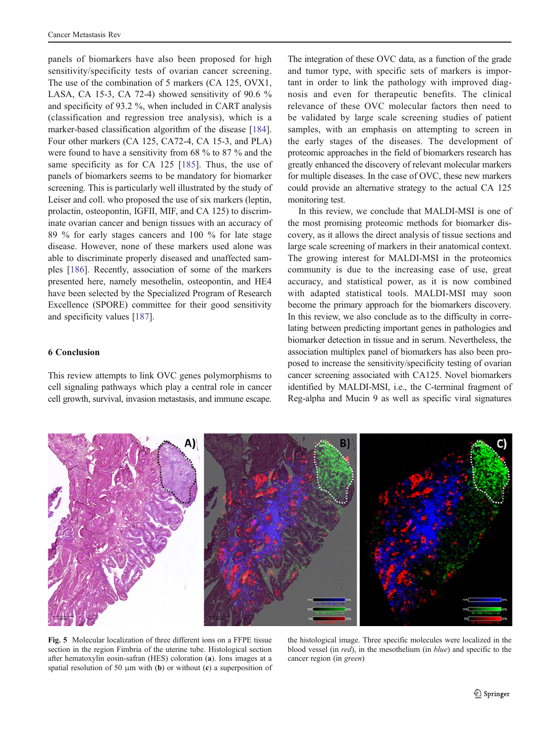panels of biomarkers have also been proposed for high sensitivity/specificity tests of ovarian cancer screening. The use of the combination of 5 markers (CA 125, OVX1, LASA, CA 15-3, CA 72-4) showed sensitivity of 90.6 % and specificity of 93.2 %, when included in CART analysis (classification and regression tree analysis), which is a marker-based classification algorithm of the disease [184]. Four other markers (CA 125, CA72-4, CA 15-3, and PLA) were found to have a sensitivity from 68 % to 87 % and the same specificity as for CA 125 [185]. Thus, the use of panels of biomarkers seems to be mandatory for biomarker screening. This is particularly well illustrated by the study of Leiser and coll. who proposed the use of six markers (leptin, prolactin, osteopontin, IGFII, MIF, and CA 125) to discriminate ovarian cancer and benign tissues with an accuracy of 89 % for early stages cancers and 100 % for late stage disease. However, none of these markers used alone was able to discriminate properly diseased and unaffected samples [186]. Recently, association of some of the markers presented here, namely mesothelin, osteopontin, and HE4 have been selected by the Specialized Program of Research Excellence (SPORE) committee for their good sensitivity and specificity values [187].

## 6 Conclusion

This review attempts to link OVC genes polymorphisms to cell signaling pathways which play a central role in cancer cell growth, survival, invasion metastasis, and immune escape. The integration of these OVC data, as a function of the grade and tumor type, with specific sets of markers is important in order to link the pathology with improved diagnosis and even for therapeutic benefits. The clinical relevance of these OVC molecular factors then need to be validated by large scale screening studies of patient samples, with an emphasis on attempting to screen in the early stages of the diseases. The development of proteomic approaches in the field of biomarkers research has greatly enhanced the discovery of relevant molecular markers for multiple diseases. In the case of OVC, these new markers could provide an alternative strategy to the actual CA 125 monitoring test.

In this review, we conclude that MALDI-MSI is one of the most promising proteomic methods for biomarker discovery, as it allows the direct analysis of tissue sections and large scale screening of markers in their anatomical context. The growing interest for MALDI-MSI in the proteomics community is due to the increasing ease of use, great accuracy, and statistical power, as it is now combined with adapted statistical tools. MALDI-MSI may soon become the primary approach for the biomarkers discovery. In this review, we also conclude as to the difficulty in correlating between predicting important genes in pathologies and biomarker detection in tissue and in serum. Nevertheless, the association multiplex panel of biomarkers has also been proposed to increase the sensitivity/specificity testing of ovarian cancer screening associated with CA125. Novel biomarkers identified by MALDI-MSI, i.e., the C-terminal fragment of Reg-alpha and Mucin 9 as well as specific viral signatures

**Fig. 5** Molecular localization of three different ions on a FFPE tissue section in the region Fimbria of the uterine tube. Histological section after hematoxylin eosin-safran (HES) coloration (**a**). Ions images at a spatial resolution of 50 µm with (**b**) or without (**c**) a superposition of the histological image. Three specific molecules were localized in the blood vessel (in *red*), in the mesothelium (in *blue*) and specific to the cancer region (in *green*)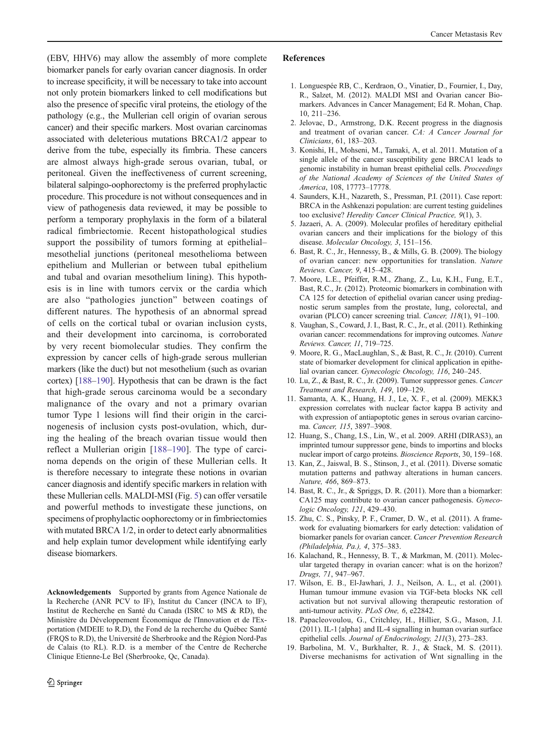(EBV, HHV6) may allow the assembly of more complete biomarker panels for early ovarian cancer diagnosis. In order to increase specificity, it will be necessary to take into account not only protein biomarkers linked to cell modifications but also the presence of specific viral proteins, the etiology of the pathology (e.g., the Mullerian cell origin of ovarian serous cancer) and their specific markers. Most ovarian carcinomas associated with deleterious mutations BRCA1/2 appear to derive from the tube, especially its fimbria. These cancers are almost always high-grade serous ovarian, tubal, or peritoneal. Given the ineffectiveness of current screening, bilateral salpingo-oophorectomy is the preferred prophylactic procedure. This procedure is not without consequences and in view of pathogenesis data reviewed, it may be possible to perform a temporary prophylaxis in the form of a bilateral radical fimbriectomie. Recent histopathological studies support the possibility of tumors forming at epithelial–mesothelial junctions (peritoneal mesothelioma between epithelium and Mullerian or between tubal epithelium and tubal and ovarian mesothelium lining). This hypothesis is in line with tumors cervix or the cardia which are also "pathologies junction" between coatings of different natures. The hypothesis of an abnormal spread of cells on the cortical tubal or ovarian inclusion cysts, and their development into carcinoma, is corroborated by very recent biomolecular studies. They confirm the expression by cancer cells of high-grade serous mullerian markers (like the duct) but not mesothelium (such as ovarian cortex) [188–190]. Hypothesis that can be drawn is the fact that high-grade serous carcinoma would be a secondary malignance of the ovary and not a primary ovarian tumor Type 1 lesions will find their origin in the carcinogenesis of inclusion cysts post-ovulation, which, during the healing of the breach ovarian tissue would then reflect a Mullerian origin [188–190]. The type of carcinoma depends on the origin of these Mullerian cells. It is therefore necessary to integrate these notions in ovarian cancer diagnosis and identify specific markers in relation with these Mullerian cells. MALDI-MSI (Fig. 5) can offer versatile and powerful methods to investigate these junctions, on specimens of prophylactic oophorectomy or in fimbriectomies with mutated BRCA 1/2, in order to detect early abnormalities and help explain tumor development while identifying early disease biomarkers.

**Acknowledgements** Supported by grants from Agence Nationale de la Recherche (ANR PCV to IF), Institut du Cancer (INCA to IF), Institut de Recherche en Santé du Canada (ISRC to MS & RD), the Ministère du Développement Économique de l'Innovation et de l'Exportation (MDEIE to R.D), the Fond de la recherche du Québec Santé (FRQS to R.D), the Université de Sherbrooke and the Région Nord-Pas de Calais (to RL). R.D. is a member of the Centre de Recherche Clinique Etienne-Le Bel (Sherbrooke, Qc, Canada).

## References

1. Longuespée RB, C., Kerdraon, O., Vinatier, D., Fournier, I., Day, R., Salzet, M. (2012). MALDI MSI and Ovarian cancer Biomarkers. Advances in Cancer Management; Ed R. Mohan, Chap. 10, 211–236.
2. Jelovac, D., Armstrong, D.K. Recent progress in the diagnosis and treatment of ovarian cancer. *CA: A Cancer Journal for Clinicians*, 61, 183–203.
3. Konishi, H., Mohseni, M., Tamaki, A, et al. 2011. Mutation of a single allele of the cancer susceptibility gene BRCA1 leads to genomic instability in human breast epithelial cells. *Proceedings of the National Academy of Sciences of the United States of America*, 108, 17773–17778.
4. Saunders, K.H., Nazareth, S., Pressman, P.I. (2011). Case report: BRCA in the Ashkenazi population: are current testing guidelines too exclusive? *Heredity Cancer Clinical Practice, 9*(1), 3.
5. Jazaeri, A. A. (2009). Molecular profiles of hereditary epithelial ovarian cancers and their implications for the biology of this disease. *Molecular Oncology, 3*, 151–156.
6. Bast, R. C., Jr., Hennessy, B., & Mills, G. B. (2009). The biology of ovarian cancer: new opportunities for translation. *Nature Reviews. Cancer, 9*, 415–428.
7. Moore, L.E., Pfeiffer, R.M., Zhang, Z., Lu, K.H., Fung, E.T., Bast, R.C., Jr. (2012). Proteomic biomarkers in combination with CA 125 for detection of epithelial ovarian cancer using prediagnostic serum samples from the prostate, lung, colorectal, and ovarian (PLCO) cancer screening trial. *Cancer, 118*(1), 91–100.
8. Vaughan, S., Coward, J. I., Bast, R. C., Jr., et al. (2011). Rethinking ovarian cancer: recommendations for improving outcomes. *Nature Reviews. Cancer, 11*, 719–725.
9. Moore, R. G., MacLaughlan, S., & Bast, R. C., Jr. (2010). Current state of biomarker development for clinical application in epithelial ovarian cancer. *Gynecologic Oncology, 116*, 240–245.
10. Lu, Z., & Bast, R. C., Jr. (2009). Tumor suppressor genes. *Cancer Treatment and Research, 149*, 109–129.
11. Samanta, A. K., Huang, H. J., Le, X. F., et al. (2009). MEKK3 expression correlates with nuclear factor kappa B activity and with expression of antiapoptotic genes in serous ovarian carcinoma. *Cancer, 115*, 3897–3908.
12. Huang, S., Chang, I.S., Lin, W., et al. 2009. ARHI (DIRAS3), an imprinted tumour suppressor gene, binds to importins and blocks nuclear import of cargo proteins. *Bioscience Reports*, 30, 159–168.
13. Kan, Z., Jaiswal, B. S., Stinson, J., et al. (2011). Diverse somatic mutation patterns and pathway alterations in human cancers. *Nature, 466*, 869–873.
14. Bast, R. C., Jr., & Spriggs, D. R. (2011). More than a biomarker: CA125 may contribute to ovarian cancer pathogenesis. *Gynecologic Oncology, 121*, 429–430.
15. Zhu, C. S., Pinsky, P. F., Cramer, D. W., et al. (2011). A framework for evaluating biomarkers for early detection: validation of biomarker panels for ovarian cancer. *Cancer Prevention Research (Philadelphia, Pa.), 4*, 375–383.
16. Kalachand, R., Hennessy, B. T., & Markman, M. (2011). Molecular targeted therapy in ovarian cancer: what is on the horizon? *Drugs, 71*, 947–967.
17. Wilson, E. B., El-Jawhari, J. J., Neilson, A. L., et al. (2001). Human tumour immune evasion via TGF-beta blocks NK cell activation but not survival allowing therapeutic restoration of anti-tumour activity. *PLoS One, 6*, e22842.
18. Papacleovoulou, G., Critchley, H., Hillier, S.G., Mason, J.I. (2011). IL-1{alpha} and IL-4 signalling in human ovarian surface epithelial cells. *Journal of Endocrinology, 211*(3), 273–283.
19. Barbolina, M. V., Burkhalter, R. J., & Stack, M. S. (2011). Diverse mechanisms for activation of Wnt signalling in the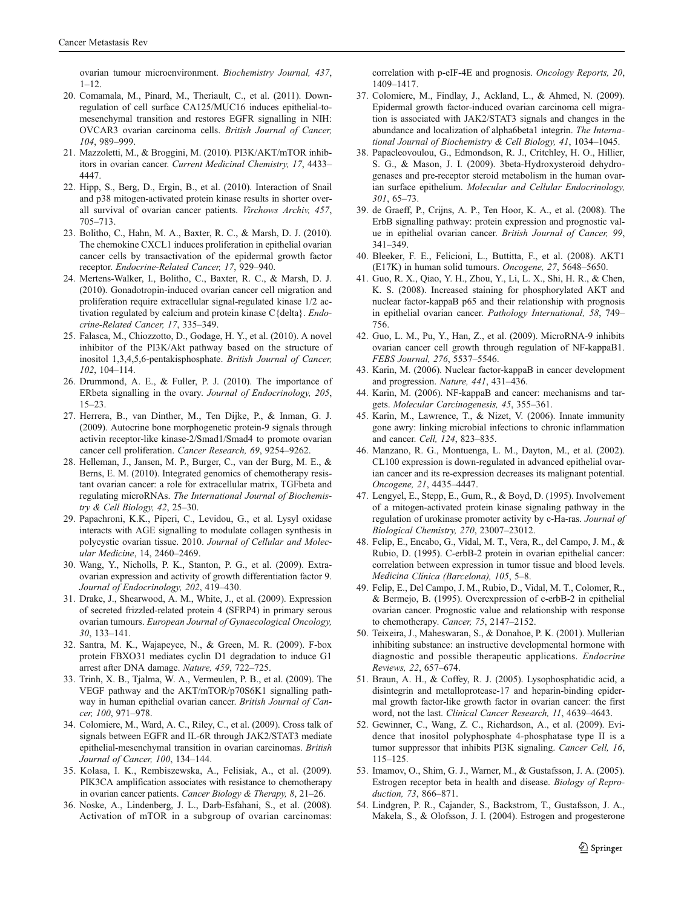ovarian tumour microenvironment. *Biochemistry Journal, 437*, 1–12.

20. Comamala, M., Pinard, M., Theriault, C., et al. (2011). Downregulation of cell surface CA125/MUC16 induces epithelial-to-mesenchymal transition and restores EGFR signalling in NIH: OVCAR3 ovarian carcinoma cells. *British Journal of Cancer, 104*, 989–999.
21. Mazzoletti, M., & Broggini, M. (2010). PI3K/AKT/mTOR inhibitors in ovarian cancer. *Current Medicinal Chemistry, 17*, 4433–4447.
22. Hipp, S., Berg, D., Ergin, B., et al. (2010). Interaction of Snail and p38 mitogen-activated protein kinase results in shorter overall survival of ovarian cancer patients. *Virchows Archiv, 457*, 705–713.
23. Bolitho, C., Hahn, M. A., Baxter, R. C., & Marsh, D. J. (2010). The chemokine CXCL1 induces proliferation in epithelial ovarian cancer cells by transactivation of the epidermal growth factor receptor. *Endocrine-Related Cancer, 17*, 929–940.
24. Mertens-Walker, I., Bolitho, C., Baxter, R. C., & Marsh, D. J. (2010). Gonadotropin-induced ovarian cancer cell migration and proliferation require extracellular signal-regulated kinase 1/2 activation regulated by calcium and protein kinase C{delta}. *Endocrine-Related Cancer, 17*, 335–349.
25. Falasca, M., Chiozzotto, D., Godage, H. Y., et al. (2010). A novel inhibitor of the PI3K/Akt pathway based on the structure of inositol 1,3,4,5,6-pentakisphosphate. *British Journal of Cancer, 102*, 104–114.
26. Drummond, A. E., & Fuller, P. J. (2010). The importance of ERbeta signalling in the ovary. *Journal of Endocrinology, 205*, 15–23.
27. Herrera, B., van Dinther, M., Ten Dijke, P., & Inman, G. J. (2009). Autocrine bone morphogenetic protein-9 signals through activin receptor-like kinase-2/Smad1/Smad4 to promote ovarian cancer cell proliferation. *Cancer Research, 69*, 9254–9262.
28. Helleman, J., Jansen, M. P., Burger, C., van der Burg, M. E., & Berns, E. M. (2010). Integrated genomics of chemotherapy resistant ovarian cancer: a role for extracellular matrix, TGFbeta and regulating microRNAs. *The International Journal of Biochemistry & Cell Biology, 42*, 25–30.
29. Papachroni, K.K., Piperi, C., Levidou, G., et al. Lysyl oxidase interacts with AGE signalling to modulate collagen synthesis in polycystic ovarian tissue. 2010. *Journal of Cellular and Molecular Medicine*, 14, 2460–2469.
30. Wang, Y., Nicholls, P. K., Stanton, P. G., et al. (2009). Extra-ovarian expression and activity of growth differentiation factor 9. *Journal of Endocrinology, 202*, 419–430.
31. Drake, J., Shearwood, A. M., White, J., et al. (2009). Expression of secreted frizzled-related protein 4 (SFRP4) in primary serous ovarian tumours. *European Journal of Gynaecological Oncology, 30*, 133–141.
32. Santra, M. K., Wajapeyee, N., & Green, M. R. (2009). F-box protein FBXO31 mediates cyclin D1 degradation to induce G1 arrest after DNA damage. *Nature, 459*, 722–725.
33. Trinh, X. B., Tjalma, W. A., Vermeulen, P. B., et al. (2009). The VEGF pathway and the AKT/mTOR/p70S6K1 signalling pathway in human epithelial ovarian cancer. *British Journal of Cancer, 100*, 971–978.
34. Colomiere, M., Ward, A. C., Riley, C., et al. (2009). Cross talk of signals between EGFR and IL-6R through JAK2/STAT3 mediate epithelial-mesenchymal transition in ovarian carcinomas. *British Journal of Cancer, 100*, 134–144.
35. Kolasa, I. K., Rembiszewska, A., Felisiak, A., et al. (2009). PIK3CA amplification associates with resistance to chemotherapy in ovarian cancer patients. *Cancer Biology & Therapy, 8*, 21–26.
36. Noske, A., Lindenberg, J. L., Darb-Esfahani, S., et al. (2008). Activation of mTOR in a subgroup of ovarian carcinomas: correlation with p-eIF-4E and prognosis. *Oncology Reports, 20*, 1409–1417.
37. Colomiere, M., Findlay, J., Ackland, L., & Ahmed, N. (2009). Epidermal growth factor-induced ovarian carcinoma cell migration is associated with JAK2/STAT3 signals and changes in the abundance and localization of alpha6beta1 integrin. *The International Journal of Biochemistry & Cell Biology, 41*, 1034–1045.
38. Papacleovoulou, G., Edmondson, R. J., Critchley, H. O., Hillier, S. G., & Mason, J. I. (2009). 3beta-Hydroxysteroid dehydrogenases and pre-receptor steroid metabolism in the human ovarian surface epithelium. *Molecular and Cellular Endocrinology, 301*, 65–73.
39. de Graeff, P., Crijns, A. P., Ten Hoor, K. A., et al. (2008). The ErbB signalling pathway: protein expression and prognostic value in epithelial ovarian cancer. *British Journal of Cancer, 99*, 341–349.
40. Bleeker, F. E., Felicioni, L., Buttitta, F., et al. (2008). AKT1 (E17K) in human solid tumours. *Oncogene, 27*, 5648–5650.
41. Guo, R. X., Qiao, Y. H., Zhou, Y., Li, L. X., Shi, H. R., & Chen, K. S. (2008). Increased staining for phosphorylated AKT and nuclear factor-kappaB p65 and their relationship with prognosis in epithelial ovarian cancer. *Pathology International, 58*, 749–756.
42. Guo, L. M., Pu, Y., Han, Z., et al. (2009). MicroRNA-9 inhibits ovarian cancer cell growth through regulation of NF-kappaB1. *FEBS Journal, 276*, 5537–5546.
43. Karin, M. (2006). Nuclear factor-kappaB in cancer development and progression. *Nature, 441*, 431–436.
44. Karin, M. (2006). NF-kappaB and cancer: mechanisms and targets. *Molecular Carcinogenesis, 45*, 355–361.
45. Karin, M., Lawrence, T., & Nizet, V. (2006). Innate immunity gone awry: linking microbial infections to chronic inflammation and cancer. *Cell, 124*, 823–835.
46. Manzano, R. G., Montuenga, L. M., Dayton, M., et al. (2002). CL100 expression is down-regulated in advanced epithelial ovarian cancer and its re-expression decreases its malignant potential. *Oncogene, 21*, 4435–4447.
47. Lengyel, E., Stepp, E., Gum, R., & Boyd, D. (1995). Involvement of a mitogen-activated protein kinase signaling pathway in the regulation of urokinase promoter activity by c-Ha-ras. *Journal of Biological Chemistry, 270*, 23007–23012.
48. Felip, E., Encabo, G., Vidal, M. T., Vera, R., del Campo, J. M., & Rubio, D. (1995). C-erbB-2 protein in ovarian epithelial cancer: correlation between expression in tumor tissue and blood levels. *Medicina Clínica (Barcelona), 105*, 5–8.
49. Felip, E., Del Campo, J. M., Rubio, D., Vidal, M. T., Colomer, R., & Bermejo, B. (1995). Overexpression of c-erbB-2 in epithelial ovarian cancer. Prognostic value and relationship with response to chemotherapy. *Cancer, 75*, 2147–2152.
50. Teixeira, J., Maheswaran, S., & Donahoe, P. K. (2001). Mullerian inhibiting substance: an instructive developmental hormone with diagnostic and possible therapeutic applications. *Endocrine Reviews, 22*, 657–674.
51. Braun, A. H., & Coffey, R. J. (2005). Lysophosphatidic acid, a disintegrin and metalloprotease-17 and heparin-binding epidermal growth factor-like growth factor in ovarian cancer: the first word, not the last. *Clinical Cancer Research, 11*, 4639–4643.
52. Gewinner, C., Wang, Z. C., Richardson, A., et al. (2009). Evidence that inositol polyphosphate 4-phosphatase type II is a tumor suppressor that inhibits PI3K signaling. *Cancer Cell, 16*, 115–125.
53. Imamov, O., Shim, G. J., Warner, M., & Gustafsson, J. A. (2005). Estrogen receptor beta in health and disease. *Biology of Reproduction, 73*, 866–871.
54. Lindgren, P. R., Cajander, S., Backstrom, T., Gustafsson, J. A., Makela, S., & Olofsson, J. I. (2004). Estrogen and progesterone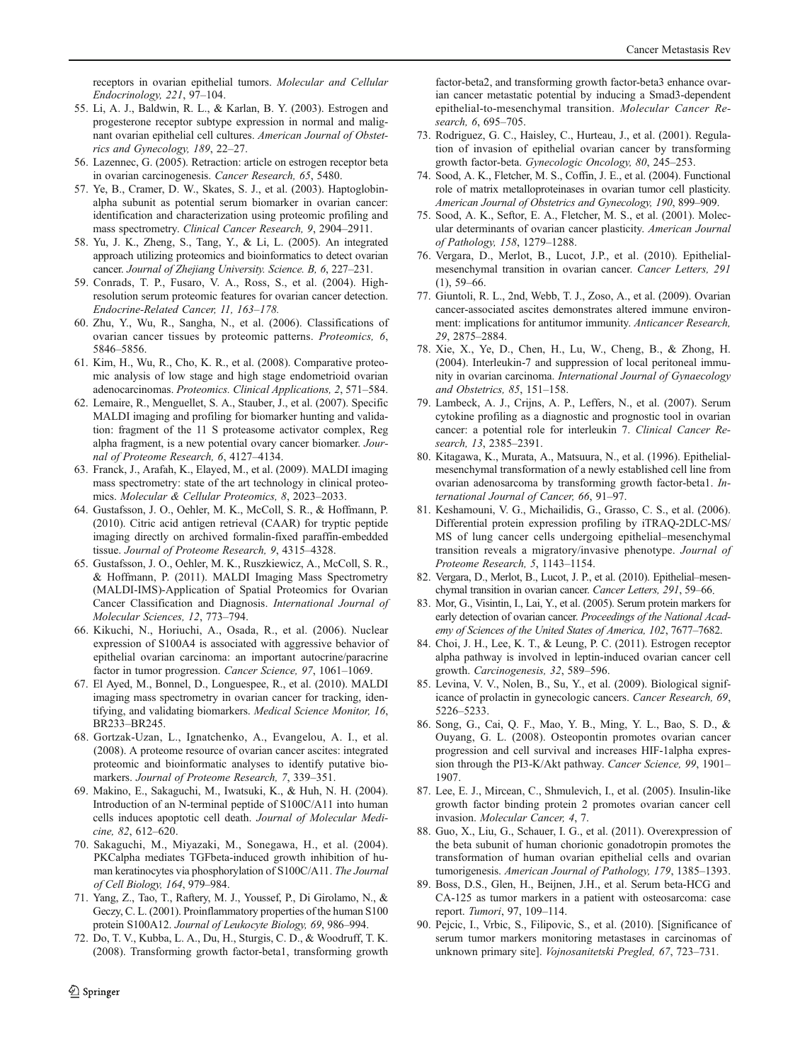receptors in ovarian epithelial tumors. *Molecular and Cellular Endocrinology, 221*, 97–104.

55. Li, A. J., Baldwin, R. L., & Karlan, B. Y. (2003). Estrogen and progesterone receptor subtype expression in normal and malignant ovarian epithelial cell cultures. *American Journal of Obstetrics and Gynecology, 189*, 22–27.
56. Lazennec, G. (2005). Retraction: article on estrogen receptor beta in ovarian carcinogenesis. *Cancer Research, 65*, 5480.
57. Ye, B., Cramer, D. W., Skates, S. J., et al. (2003). Haptoglobin-alpha subunit as potential serum biomarker in ovarian cancer: identification and characterization using proteomic profiling and mass spectrometry. *Clinical Cancer Research, 9*, 2904–2911.
58. Yu, J. K., Zheng, S., Tang, Y., & Li, L. (2005). An integrated approach utilizing proteomics and bioinformatics to detect ovarian cancer. *Journal of Zhejiang University. Science. B, 6*, 227–231.
59. Conrads, T. P., Fusaro, V. A., Ross, S., et al. (2004). High-resolution serum proteomic features for ovarian cancer detection. *Endocrine-Related Cancer, 11, 163–178.*
60. Zhu, Y., Wu, R., Sangha, N., et al. (2006). Classifications of ovarian cancer tissues by proteomic patterns. *Proteomics, 6*, 5846–5856.
61. Kim, H., Wu, R., Cho, K. R., et al. (2008). Comparative proteomic analysis of low stage and high stage endometrioid ovarian adenocarcinomas. *Proteomics. Clinical Applications, 2*, 571–584.
62. Lemaire, R., Menguellet, S. A., Stauber, J., et al. (2007). Specific MALDI imaging and profiling for biomarker hunting and validation: fragment of the 11 S proteasome activator complex, Reg alpha fragment, is a new potential ovary cancer biomarker. *Journal of Proteome Research, 6*, 4127–4134.
63. Franck, J., Arafah, K., Elayed, M., et al. (2009). MALDI imaging mass spectrometry: state of the art technology in clinical proteomics. *Molecular & Cellular Proteomics, 8*, 2023–2033.
64. Gustafsson, J. O., Oehler, M. K., McColl, S. R., & Hoffmann, P. (2010). Citric acid antigen retrieval (CAAR) for tryptic peptide imaging directly on archived formalin-fixed paraffin-embedded tissue. *Journal of Proteome Research, 9*, 4315–4328.
65. Gustafsson, J. O., Oehler, M. K., Ruszkiewicz, A., McColl, S. R., & Hoffmann, P. (2011). MALDI Imaging Mass Spectrometry (MALDI-IMS)-Application of Spatial Proteomics for Ovarian Cancer Classification and Diagnosis. *International Journal of Molecular Sciences, 12*, 773–794.
66. Kikuchi, N., Horiuchi, A., Osada, R., et al. (2006). Nuclear expression of S100A4 is associated with aggressive behavior of epithelial ovarian carcinoma: an important autocrine/paracrine factor in tumor progression. *Cancer Science, 97*, 1061–1069.
67. El Ayed, M., Bonnel, D., Longuespee, R., et al. (2010). MALDI imaging mass spectrometry in ovarian cancer for tracking, identifying, and validating biomarkers. *Medical Science Monitor, 16*, BR233–BR245.
68. Gortzak-Uzan, L., Ignatchenko, A., Evangelou, A. I., et al. (2008). A proteome resource of ovarian cancer ascites: integrated proteomic and bioinformatic analyses to identify putative biomarkers. *Journal of Proteome Research, 7*, 339–351.
69. Makino, E., Sakaguchi, M., Iwatsuki, K., & Huh, N. H. (2004). Introduction of an N-terminal peptide of S100C/A11 into human cells induces apoptotic cell death. *Journal of Molecular Medicine, 82*, 612–620.
70. Sakaguchi, M., Miyazaki, M., Sonegawa, H., et al. (2004). PKCalpha mediates TGFbeta-induced growth inhibition of human keratinocytes via phosphorylation of S100C/A11. *The Journal of Cell Biology, 164*, 979–984.
71. Yang, Z., Tao, T., Raftery, M. J., Youssef, P., Di Girolamo, N., & Geczy, C. L. (2001). Proinflammatory properties of the human S100 protein S100A12. *Journal of Leukocyte Biology, 69*, 986–994.
72. Do, T. V., Kubba, L. A., Du, H., Sturgis, C. D., & Woodruff, T. K. (2008). Transforming growth factor-beta1, transforming growth factor-beta2, and transforming growth factor-beta3 enhance ovarian cancer metastatic potential by inducing a Smad3-dependent epithelial-to-mesenchymal transition. *Molecular Cancer Research, 6*, 695–705.
73. Rodriguez, G. C., Haisley, C., Hurteau, J., et al. (2001). Regulation of invasion of epithelial ovarian cancer by transforming growth factor-beta. *Gynecologic Oncology, 80*, 245–253.
74. Sood, A. K., Fletcher, M. S., Coffin, J. E., et al. (2004). Functional role of matrix metalloproteinases in ovarian tumor cell plasticity. *American Journal of Obstetrics and Gynecology, 190*, 899–909.
75. Sood, A. K., Seftor, E. A., Fletcher, M. S., et al. (2001). Molecular determinants of ovarian cancer plasticity. *American Journal of Pathology, 158*, 1279–1288.
76. Vergara, D., Merlot, B., Lucot, J.P., et al. (2010). Epithelial-mesenchymal transition in ovarian cancer. *Cancer Letters, 291* (1), 59–66.
77. Giuntoli, R. L., 2nd, Webb, T. J., Zoso, A., et al. (2009). Ovarian cancer-associated ascites demonstrates altered immune environment: implications for antitumor immunity. *Anticancer Research, 29*, 2875–2884.
78. Xie, X., Ye, D., Chen, H., Lu, W., Cheng, B., & Zhong, H. (2004). Interleukin-7 and suppression of local peritoneal immunity in ovarian carcinoma. *International Journal of Gynaecology and Obstetrics, 85*, 151–158.
79. Lambeck, A. J., Crijns, A. P., Leffers, N., et al. (2007). Serum cytokine profiling as a diagnostic and prognostic tool in ovarian cancer: a potential role for interleukin 7. *Clinical Cancer Research, 13*, 2385–2391.
80. Kitagawa, K., Murata, A., Matsuura, N., et al. (1996). Epithelial-mesenchymal transformation of a newly established cell line from ovarian adenosarcoma by transforming growth factor-beta1. *International Journal of Cancer, 66*, 91–97.
81. Keshamouni, V. G., Michailidis, G., Grasso, C. S., et al. (2006). Differential protein expression profiling by iTRAQ-2DLC-MS/MS of lung cancer cells undergoing epithelial–mesenchymal transition reveals a migratory/invasive phenotype. *Journal of Proteome Research, 5*, 1143–1154.
82. Vergara, D., Merlot, B., Lucot, J. P., et al. (2010). Epithelial–mesenchymal transition in ovarian cancer. *Cancer Letters, 291*, 59–66.
83. Mor, G., Visintin, I., Lai, Y., et al. (2005). Serum protein markers for early detection of ovarian cancer. *Proceedings of the National Academy of Sciences of the United States of America, 102*, 7677–7682.
84. Choi, J. H., Lee, K. T., & Leung, P. C. (2011). Estrogen receptor alpha pathway is involved in leptin-induced ovarian cancer cell growth. *Carcinogenesis, 32*, 589–596.
85. Levina, V. V., Nolen, B., Su, Y., et al. (2009). Biological significance of prolactin in gynecologic cancers. *Cancer Research, 69*, 5226–5233.
86. Song, G., Cai, Q. F., Mao, Y. B., Ming, Y. L., Bao, S. D., & Ouyang, G. L. (2008). Osteopontin promotes ovarian cancer progression and cell survival and increases HIF-1alpha expression through the PI3-K/Akt pathway. *Cancer Science, 99*, 1901–1907.
87. Lee, E. J., Mircean, C., Shmulevich, I., et al. (2005). Insulin-like growth factor binding protein 2 promotes ovarian cancer cell invasion. *Molecular Cancer, 4*, 7.
88. Guo, X., Liu, G., Schauer, I. G., et al. (2011). Overexpression of the beta subunit of human chorionic gonadotropin promotes the transformation of human ovarian epithelial cells and ovarian tumorigenesis. *American Journal of Pathology, 179*, 1385–1393.
89. Boss, D.S., Glen, H., Beijnen, J.H., et al. Serum beta-HCG and CA-125 as tumor markers in a patient with osteosarcoma: case report. *Tumori*, 97, 109–114.
90. Pejcic, I., Vrbic, S., Filipovic, S., et al. (2010). [Significance of serum tumor markers monitoring metastases in carcinomas of unknown primary site]. *Vojnosanitetski Pregled, 67*, 723–731.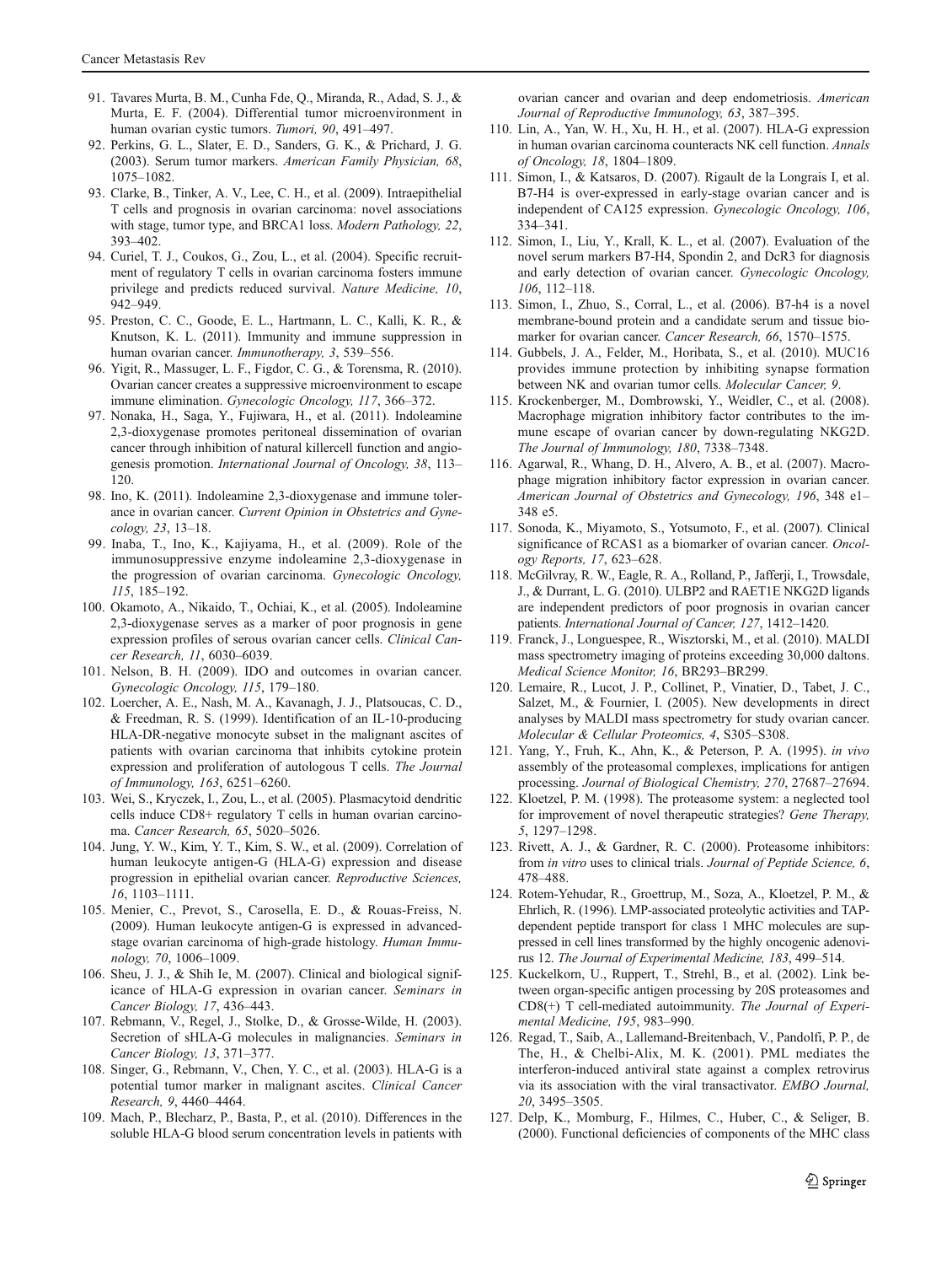91. Tavares Murta, B. M., Cunha Fde, Q., Miranda, R., Adad, S. J., & Murta, E. F. (2004). Differential tumor microenvironment in human ovarian cystic tumors. *Tumori, 90*, 491–497.
92. Perkins, G. L., Slater, E. D., Sanders, G. K., & Prichard, J. G. (2003). Serum tumor markers. *American Family Physician, 68*, 1075–1082.
93. Clarke, B., Tinker, A. V., Lee, C. H., et al. (2009). Intraepithelial T cells and prognosis in ovarian carcinoma: novel associations with stage, tumor type, and BRCA1 loss. *Modern Pathology, 22*, 393–402.
94. Curiel, T. J., Coukos, G., Zou, L., et al. (2004). Specific recruitment of regulatory T cells in ovarian carcinoma fosters immune privilege and predicts reduced survival. *Nature Medicine, 10*, 942–949.
95. Preston, C. C., Goode, E. L., Hartmann, L. C., Kalli, K. R., & Knutson, K. L. (2011). Immunity and immune suppression in human ovarian cancer. *Immunotherapy, 3*, 539–556.
96. Yigit, R., Massuger, L. F., Figdor, C. G., & Torensma, R. (2010). Ovarian cancer creates a suppressive microenvironment to escape immune elimination. *Gynecologic Oncology, 117*, 366–372.
97. Nonaka, H., Saga, Y., Fujiwara, H., et al. (2011). Indoleamine 2,3-dioxygenase promotes peritoneal dissemination of ovarian cancer through inhibition of natural killercell function and angiogenesis promotion. *International Journal of Oncology, 38*, 113–120.
98. Ino, K. (2011). Indoleamine 2,3-dioxygenase and immune tolerance in ovarian cancer. *Current Opinion in Obstetrics and Gynecology, 23*, 13–18.
99. Inaba, T., Ino, K., Kajiyama, H., et al. (2009). Role of the immunosuppressive enzyme indoleamine 2,3-dioxygenase in the progression of ovarian carcinoma. *Gynecologic Oncology, 115*, 185–192.
100. Okamoto, A., Nikaido, T., Ochiai, K., et al. (2005). Indoleamine 2,3-dioxygenase serves as a marker of poor prognosis in gene expression profiles of serous ovarian cancer cells. *Clinical Cancer Research, 11*, 6030–6039.
101. Nelson, B. H. (2009). IDO and outcomes in ovarian cancer. *Gynecologic Oncology, 115*, 179–180.
102. Loercher, A. E., Nash, M. A., Kavanagh, J. J., Platsoucas, C. D., & Freedman, R. S. (1999). Identification of an IL-10-producing HLA-DR-negative monocyte subset in the malignant ascites of patients with ovarian carcinoma that inhibits cytokine protein expression and proliferation of autologous T cells. *The Journal of Immunology, 163*, 6251–6260.
103. Wei, S., Kryczek, I., Zou, L., et al. (2005). Plasmacytoid dendritic cells induce CD8+ regulatory T cells in human ovarian carcinoma. *Cancer Research, 65*, 5020–5026.
104. Jung, Y. W., Kim, Y. T., Kim, S. W., et al. (2009). Correlation of human leukocyte antigen-G (HLA-G) expression and disease progression in epithelial ovarian cancer. *Reproductive Sciences, 16*, 1103–1111.
105. Menier, C., Prevot, S., Carosella, E. D., & Rouas-Freiss, N. (2009). Human leukocyte antigen-G is expressed in advanced-stage ovarian carcinoma of high-grade histology. *Human Immunology, 70*, 1006–1009.
106. Sheu, J. J., & Shih Ie, M. (2007). Clinical and biological significance of HLA-G expression in ovarian cancer. *Seminars in Cancer Biology, 17*, 436–443.
107. Rebmann, V., Regel, J., Stolke, D., & Grosse-Wilde, H. (2003). Secretion of sHLA-G molecules in malignancies. *Seminars in Cancer Biology, 13*, 371–377.
108. Singer, G., Rebmann, V., Chen, Y. C., et al. (2003). HLA-G is a potential tumor marker in malignant ascites. *Clinical Cancer Research, 9*, 4460–4464.
109. Mach, P., Blecharz, P., Basta, P., et al. (2010). Differences in the soluble HLA-G blood serum concentration levels in patients with ovarian cancer and ovarian and deep endometriosis. *American Journal of Reproductive Immunology, 63*, 387–395.
110. Lin, A., Yan, W. H., Xu, H. H., et al. (2007). HLA-G expression in human ovarian carcinoma counteracts NK cell function. *Annals of Oncology, 18*, 1804–1809.
111. Simon, I., & Katsaros, D. (2007). Rigault de la Longrais I, et al. B7-H4 is over-expressed in early-stage ovarian cancer and is independent of CA125 expression. *Gynecologic Oncology, 106*, 334–341.
112. Simon, I., Liu, Y., Krall, K. L., et al. (2007). Evaluation of the novel serum markers B7-H4, Spondin 2, and DcR3 for diagnosis and early detection of ovarian cancer. *Gynecologic Oncology, 106*, 112–118.
113. Simon, I., Zhuo, S., Corral, L., et al. (2006). B7-h4 is a novel membrane-bound protein and a candidate serum and tissue biomarker for ovarian cancer. *Cancer Research, 66*, 1570–1575.
114. Gubbels, J. A., Felder, M., Horibata, S., et al. (2010). MUC16 provides immune protection by inhibiting synapse formation between NK and ovarian tumor cells. *Molecular Cancer, 9*.
115. Krockenberger, M., Dombrowski, Y., Weidler, C., et al. (2008). Macrophage migration inhibitory factor contributes to the immune escape of ovarian cancer by down-regulating NKG2D. *The Journal of Immunology, 180*, 7338–7348.
116. Agarwal, R., Whang, D. H., Alvero, A. B., et al. (2007). Macrophage migration inhibitory factor expression in ovarian cancer. *American Journal of Obstetrics and Gynecology, 196*, 348 e1–348 e5.
117. Sonoda, K., Miyamoto, S., Yotsumoto, F., et al. (2007). Clinical significance of RCAS1 as a biomarker of ovarian cancer. *Oncology Reports, 17*, 623–628.
118. McGilvray, R. W., Eagle, R. A., Rolland, P., Jafferji, I., Trowsdale, J., & Durrant, L. G. (2010). ULBP2 and RAET1E NKG2D ligands are independent predictors of poor prognosis in ovarian cancer patients. *International Journal of Cancer, 127*, 1412–1420.
119. Franck, J., Longuespee, R., Wisztorski, M., et al. (2010). MALDI mass spectrometry imaging of proteins exceeding 30,000 daltons. *Medical Science Monitor, 16*, BR293–BR299.
120. Lemaire, R., Lucot, J. P., Collinet, P., Vinatier, D., Tabet, J. C., Salzet, M., & Fournier, I. (2005). New developments in direct analyses by MALDI mass spectrometry for study ovarian cancer. *Molecular & Cellular Proteomics, 4*, S305–S308.
121. Yang, Y., Fruh, K., Ahn, K., & Peterson, P. A. (1995). *in vivo* assembly of the proteasomal complexes, implications for antigen processing. *Journal of Biological Chemistry, 270*, 27687–27694.
122. Kloetzel, P. M. (1998). The proteasome system: a neglected tool for improvement of novel therapeutic strategies? *Gene Therapy, 5*, 1297–1298.
123. Rivett, A. J., & Gardner, R. C. (2000). Proteasome inhibitors: from *in vitro* uses to clinical trials. *Journal of Peptide Science, 6*, 478–488.
124. Rotem-Yehudar, R., Groettrup, M., Soza, A., Kloetzel, P. M., & Ehrlich, R. (1996). LMP-associated proteolytic activities and TAP-dependent peptide transport for class 1 MHC molecules are suppressed in cell lines transformed by the highly oncogenic adenovirus 12. *The Journal of Experimental Medicine, 183*, 499–514.
125. Kuckelkorn, U., Ruppert, T., Strehl, B., et al. (2002). Link between organ-specific antigen processing by 20S proteasomes and CD8(+) T cell-mediated autoimmunity. *The Journal of Experimental Medicine, 195*, 983–990.
126. Regad, T., Saib, A., Lallemand-Breitenbach, V., Pandolfi, P. P., de The, H., & Chelbi-Alix, M. K. (2001). PML mediates the interferon-induced antiviral state against a complex retrovirus via its association with the viral transactivator. *EMBO Journal, 20*, 3495–3505.
127. Delp, K., Momburg, F., Hilmes, C., Huber, C., & Seliger, B. (2000). Functional deficiencies of components of the MHC class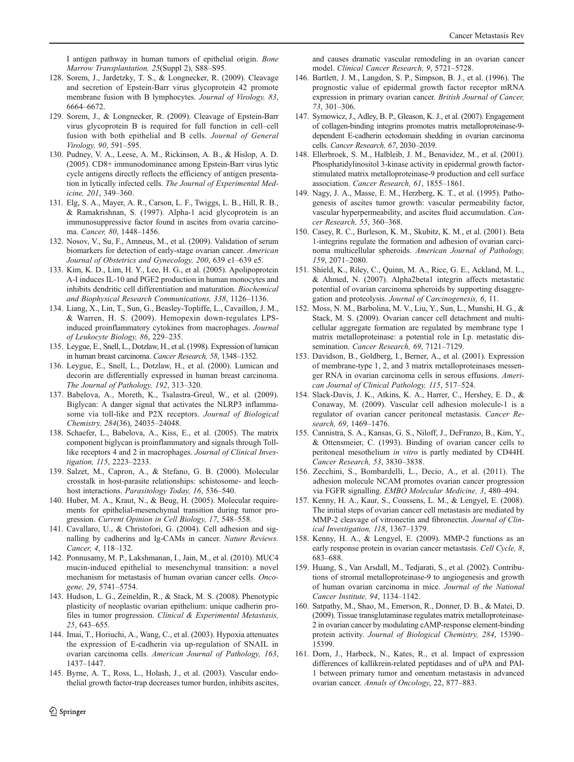I antigen pathway in human tumors of epithelial origin. *Bone Marrow Transplantation, 25*(Suppl 2), S88–S95.

128. Sorem, J., Jardetzky, T. S., & Longnecker, R. (2009). Cleavage and secretion of Epstein-Barr virus glycoprotein 42 promote membrane fusion with B lymphocytes. *Journal of Virology, 83*, 6664–6672.
129. Sorem, J., & Longnecker, R. (2009). Cleavage of Epstein-Barr virus glycoprotein B is required for full function in cell–cell fusion with both epithelial and B cells. *Journal of General Virology, 90*, 591–595.
130. Pudney, V. A., Leese, A. M., Rickinson, A. B., & Hislop, A. D. (2005). CD8+ immunodominance among Epstein-Barr virus lytic cycle antigens directly reflects the efficiency of antigen presentation in lytically infected cells. *The Journal of Experimental Medicine, 201*, 349–360.
131. Elg, S. A., Mayer, A. R., Carson, L. F., Twiggs, L. B., Hill, R. B., & Ramakrishnan, S. (1997). Alpha-1 acid glycoprotein is an immunosuppressive factor found in ascites from ovaria carcinoma. *Cancer, 80*, 1448–1456.
132. Nosov, V., Su, F., Amneus, M., et al. (2009). Validation of serum biomarkers for detection of early-stage ovarian cancer. *American Journal of Obstetrics and Gynecology, 200*, 639 e1–639 e5.
133. Kim, K. D., Lim, H. Y., Lee, H. G., et al. (2005). Apolipoprotein A-I induces IL-10 and PGE2 production in human monocytes and inhibits dendritic cell differentiation and maturation. *Biochemical and Biophysical Research Communications, 338*, 1126–1136.
134. Liang, X., Lin, T., Sun, G., Beasley-Topliffe, L., Cavaillon, J. M., & Warren, H. S. (2009). Hemopexin down-regulates LPS-induced proinflammatory cytokines from macrophages. *Journal of Leukocyte Biology, 86*, 229–235.
135. Leygue, E., Snell, L., Dotzlaw, H., et al. (1998). Expression of lumican in human breast carcinoma. *Cancer Research, 58*, 1348–1352.
136. Leygue, E., Snell, L., Dotzlaw, H., et al. (2000). Lumican and decorin are differentially expressed in human breast carcinoma. *The Journal of Pathology, 192*, 313–320.
137. Babelova, A., Moreth, K., Tsalastra-Greul, W., et al. (2009). Biglycan: A danger signal that activates the NLRP3 inflammasome via toll-like and P2X receptors. *Journal of Biological Chemistry, 284*(36), 24035–24048.
138. Schaefer, L., Babelova, A., Kiss, E., et al. (2005). The matrix component biglycan is proinflammatory and signals through Toll-like receptors 4 and 2 in macrophages. *Journal of Clinical Investigation, 115*, 2223–2233.
139. Salzet, M., Capron, A., & Stefano, G. B. (2000). Molecular crosstalk in host-parasite relationships: schistosome- and leech-host interactions. *Parasitology Today, 16*, 536–540.
140. Huber, M. A., Kraut, N., & Beug, H. (2005). Molecular requirements for epithelial-mesenchymal transition during tumor progression. *Current Opinion in Cell Biology, 17*, 548–558.
141. Cavallaro, U., & Christofori, G. (2004). Cell adhesion and signalling by cadherins and Ig-CAMs in cancer. *Nature Reviews. Cancer, 4*, 118–132.
142. Ponnusamy, M. P., Lakshmanan, I., Jain, M., et al. (2010). MUC4 mucin-induced epithelial to mesenchymal transition: a novel mechanism for metastasis of human ovarian cancer cells. *Oncogene, 29*, 5741–5754.
143. Hudson, L. G., Zeineldin, R., & Stack, M. S. (2008). Phenotypic plasticity of neoplastic ovarian epithelium: unique cadherin profiles in tumor progression. *Clinical & Experimental Metastasis, 25*, 643–655.
144. Imai, T., Horiuchi, A., Wang, C., et al. (2003). Hypoxia attenuates the expression of E-cadherin via up-regulation of SNAIL in ovarian carcinoma cells. *American Journal of Pathology, 163*, 1437–1447.
145. Byrne, A. T., Ross, L., Holash, J., et al. (2003). Vascular endothelial growth factor-trap decreases tumor burden, inhibits ascites, and causes dramatic vascular remodeling in an ovarian cancer model. *Clinical Cancer Research, 9*, 5721–5728.
146. Bartlett, J. M., Langdon, S. P., Simpson, B. J., et al. (1996). The prognostic value of epidermal growth factor receptor mRNA expression in primary ovarian cancer. *British Journal of Cancer, 73*, 301–306.
147. Symowicz, J., Adley, B. P., Gleason, K. J., et al. (2007). Engagement of collagen-binding integrins promotes matrix metalloproteinase-9-dependent E-cadherin ectodomain shedding in ovarian carcinoma cells. *Cancer Research, 67*, 2030–2039.
148. Ellerbroek, S. M., Halbleib, J. M., Benavidez, M., et al. (2001). Phosphatidylinositol 3-kinase activity in epidermal growth factor-stimulated matrix metalloproteinase-9 production and cell surface association. *Cancer Research, 61*, 1855–1861.
149. Nagy, J. A., Masse, E. M., Herzberg, K. T., et al. (1995). Pathogenesis of ascites tumor growth: vascular permeability factor, vascular hyperpermeability, and ascites fluid accumulation. *Cancer Research, 55*, 360–368.
150. Casey, R. C., Burleson, K. M., Skubitz, K. M., et al. (2001). Beta 1-integrins regulate the formation and adhesion of ovarian carcinoma multicellular spheroids. *American Journal of Pathology, 159*, 2071–2080.
151. Shield, K., Riley, C., Quinn, M. A., Rice, G. E., Ackland, M. L., & Ahmed, N. (2007). Alpha2beta1 integrin affects metastatic potential of ovarian carcinoma spheroids by supporting disaggregation and proteolysis. *Journal of Carcinogenesis, 6*, 11.
152. Moss, N. M., Barbolina, M. V., Liu, Y., Sun, L., Munshi, H. G., & Stack, M. S. (2009). Ovarian cancer cell detachment and multicellular aggregate formation are regulated by membrane type 1 matrix metalloproteinase: a potential role in I.p. metastatic dissemination. *Cancer Research, 69*, 7121–7129.
153. Davidson, B., Goldberg, I., Berner, A., et al. (2001). Expression of membrane-type 1, 2, and 3 matrix metalloproteinases messenger RNA in ovarian carcinoma cells in serous effusions. *American Journal of Clinical Pathology, 115*, 517–524.
154. Slack-Davis, J. K., Atkins, K. A., Harrer, C., Hershey, E. D., & Conaway, M. (2009). Vascular cell adhesion molecule-1 is a regulator of ovarian cancer peritoneal metastasis. *Cancer Research, 69*, 1469–1476.
155. Cannistra, S. A., Kansas, G. S., Niloff, J., DeFranzo, B., Kim, Y., & Ottensmeier, C. (1993). Binding of ovarian cancer cells to peritoneal mesothelium *in vitro* is partly mediated by CD44H. *Cancer Research, 53*, 3830–3838.
156. Zecchini, S., Bombardelli, L., Decio, A., et al. (2011). The adhesion molecule NCAM promotes ovarian cancer progression via FGFR signalling. *EMBO Molecular Medicine, 3*, 480–494.
157. Kenny, H. A., Kaur, S., Coussens, L. M., & Lengyel, E. (2008). The initial steps of ovarian cancer cell metastasis are mediated by MMP-2 cleavage of vitronectin and fibronectin. *Journal of Clinical Investigation, 118*, 1367–1379.
158. Kenny, H. A., & Lengyel, E. (2009). MMP-2 functions as an early response protein in ovarian cancer metastasis. *Cell Cycle, 8*, 683–688.
159. Huang, S., Van Arsdall, M., Tedjarati, S., et al. (2002). Contributions of stromal metalloproteinase-9 to angiogenesis and growth of human ovarian carcinoma in mice. *Journal of the National Cancer Institute, 94*, 1134–1142.
160. Satpathy, M., Shao, M., Emerson, R., Donner, D. B., & Matei, D. (2009). Tissue transglutaminase regulates matrix metalloproteinase-2 in ovarian cancer by modulating cAMP-response element-binding protein activity. *Journal of Biological Chemistry, 284*, 15390–15399.
161. Dorn, J., Harbeck, N., Kates, R., et al. Impact of expression differences of kallikrein-related peptidases and of uPA and PAI-1 between primary tumor and omentum metastasis in advanced ovarian cancer. *Annals of Oncology*, 22, 877–883.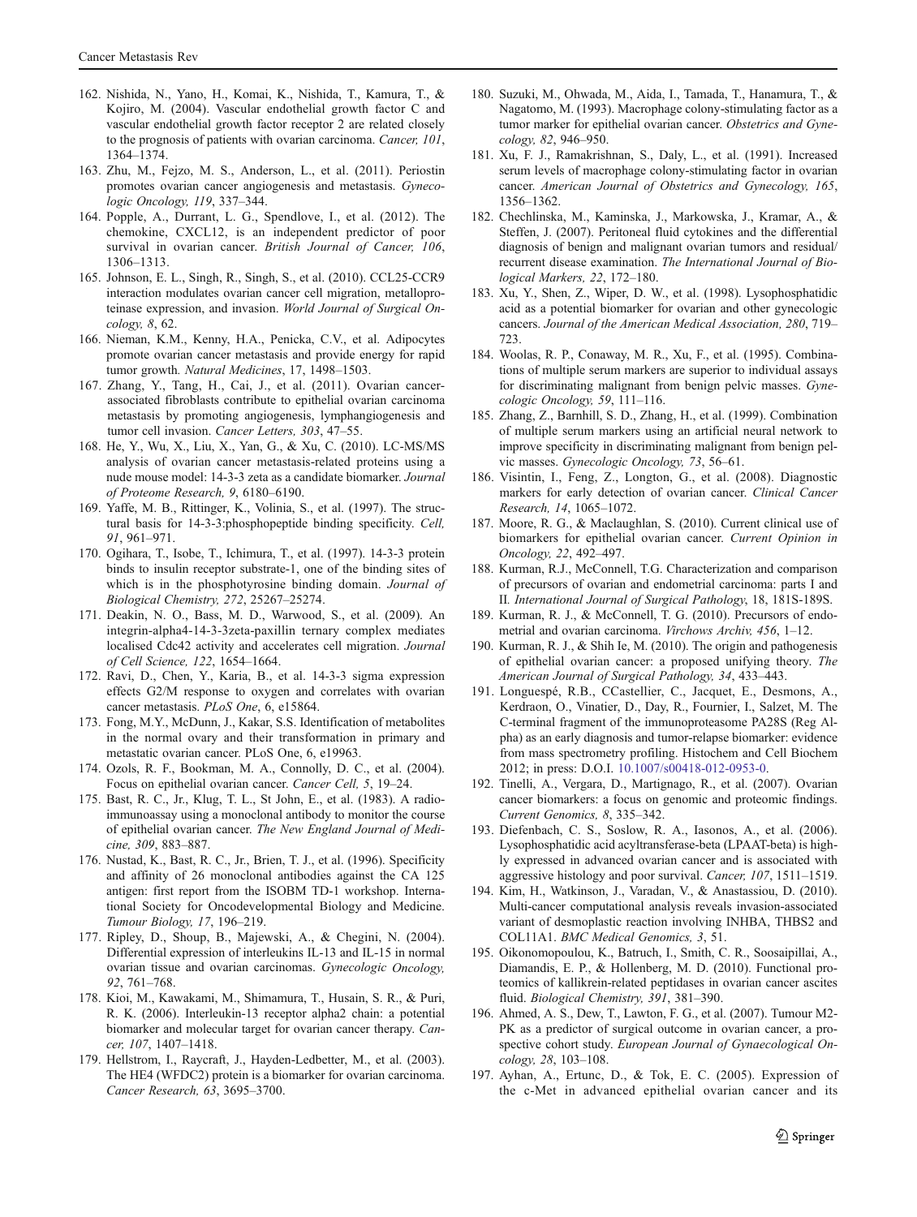162. Nishida, N., Yano, H., Komai, K., Nishida, T., Kamura, T., & Kojiro, M. (2004). Vascular endothelial growth factor C and vascular endothelial growth factor receptor 2 are related closely to the prognosis of patients with ovarian carcinoma. *Cancer, 101*, 1364–1374.
163. Zhu, M., Fejzo, M. S., Anderson, L., et al. (2011). Periostin promotes ovarian cancer angiogenesis and metastasis. *Gynecologic Oncology, 119*, 337–344.
164. Popple, A., Durrant, L. G., Spendlove, I., et al. (2012). The chemokine, CXCL12, is an independent predictor of poor survival in ovarian cancer. *British Journal of Cancer, 106*, 1306–1313.
165. Johnson, E. L., Singh, R., Singh, S., et al. (2010). CCL25-CCR9 interaction modulates ovarian cancer cell migration, metalloproteinase expression, and invasion. *World Journal of Surgical Oncology, 8*, 62.
166. Nieman, K.M., Kenny, H.A., Penicka, C.V., et al. Adipocytes promote ovarian cancer metastasis and provide energy for rapid tumor growth. *Natural Medicines*, 17, 1498–1503.
167. Zhang, Y., Tang, H., Cai, J., et al. (2011). Ovarian cancer-associated fibroblasts contribute to epithelial ovarian carcinoma metastasis by promoting angiogenesis, lymphangiogenesis and tumor cell invasion. *Cancer Letters, 303*, 47–55.
168. He, Y., Wu, X., Liu, X., Yan, G., & Xu, C. (2010). LC-MS/MS analysis of ovarian cancer metastasis-related proteins using a nude mouse model: 14-3-3 zeta as a candidate biomarker. *Journal of Proteome Research, 9*, 6180–6190.
169. Yaffe, M. B., Rittinger, K., Volinia, S., et al. (1997). The structural basis for 14-3-3:phosphopeptide binding specificity. *Cell, 91*, 961–971.
170. Ogihara, T., Isobe, T., Ichimura, T., et al. (1997). 14-3-3 protein binds to insulin receptor substrate-1, one of the binding sites of which is in the phosphotyrosine binding domain. *Journal of Biological Chemistry, 272*, 25267–25274.
171. Deakin, N. O., Bass, M. D., Warwood, S., et al. (2009). An integrin-alpha4-14-3-3zeta-paxillin ternary complex mediates localised Cdc42 activity and accelerates cell migration. *Journal of Cell Science, 122*, 1654–1664.
172. Ravi, D., Chen, Y., Karia, B., et al. 14-3-3 sigma expression effects G2/M response to oxygen and correlates with ovarian cancer metastasis. *PLoS One*, 6, e15864.
173. Fong, M.Y., McDunn, J., Kakar, S.S. Identification of metabolites in the normal ovary and their transformation in primary and metastatic ovarian cancer. PLoS One, 6, e19963.
174. Ozols, R. F., Bookman, M. A., Connolly, D. C., et al. (2004). Focus on epithelial ovarian cancer. *Cancer Cell, 5*, 19–24.
175. Bast, R. C., Jr., Klug, T. L., St John, E., et al. (1983). A radioimmunoassay using a monoclonal antibody to monitor the course of epithelial ovarian cancer. *The New England Journal of Medicine, 309*, 883–887.
176. Nustad, K., Bast, R. C., Jr., Brien, T. J., et al. (1996). Specificity and affinity of 26 monoclonal antibodies against the CA 125 antigen: first report from the ISOBM TD-1 workshop. International Society for Oncodevelopmental Biology and Medicine. *Tumour Biology, 17*, 196–219.
177. Ripley, D., Shoup, B., Majewski, A., & Chegini, N. (2004). Differential expression of interleukins IL-13 and IL-15 in normal ovarian tissue and ovarian carcinomas. *Gynecologic Oncology, 92*, 761–768.
178. Kioi, M., Kawakami, M., Shimamura, T., Husain, S. R., & Puri, R. K. (2006). Interleukin-13 receptor alpha2 chain: a potential biomarker and molecular target for ovarian cancer therapy. *Cancer, 107*, 1407–1418.
179. Hellstrom, I., Raycraft, J., Hayden-Ledbetter, M., et al. (2003). The HE4 (WFDC2) protein is a biomarker for ovarian carcinoma. *Cancer Research, 63*, 3695–3700.
180. Suzuki, M., Ohwada, M., Aida, I., Tamada, T., Hanamura, T., & Nagatomo, M. (1993). Macrophage colony-stimulating factor as a tumor marker for epithelial ovarian cancer. *Obstetrics and Gynecology, 82*, 946–950.
181. Xu, F. J., Ramakrishnan, S., Daly, L., et al. (1991). Increased serum levels of macrophage colony-stimulating factor in ovarian cancer. *American Journal of Obstetrics and Gynecology, 165*, 1356–1362.
182. Chechlinska, M., Kaminska, J., Markowska, J., Kramar, A., & Steffen, J. (2007). Peritoneal fluid cytokines and the differential diagnosis of benign and malignant ovarian tumors and residual/recurrent disease examination. *The International Journal of Biological Markers, 22*, 172–180.
183. Xu, Y., Shen, Z., Wiper, D. W., et al. (1998). Lysophosphatidic acid as a potential biomarker for ovarian and other gynecologic cancers. *Journal of the American Medical Association, 280*, 719–723.
184. Woolas, R. P., Conaway, M. R., Xu, F., et al. (1995). Combinations of multiple serum markers are superior to individual assays for discriminating malignant from benign pelvic masses. *Gynecologic Oncology, 59*, 111–116.
185. Zhang, Z., Barnhill, S. D., Zhang, H., et al. (1999). Combination of multiple serum markers using an artificial neural network to improve specificity in discriminating malignant from benign pelvic masses. *Gynecologic Oncology, 73*, 56–61.
186. Visintin, I., Feng, Z., Longton, G., et al. (2008). Diagnostic markers for early detection of ovarian cancer. *Clinical Cancer Research, 14*, 1065–1072.
187. Moore, R. G., & Maclaughlan, S. (2010). Current clinical use of biomarkers for epithelial ovarian cancer. *Current Opinion in Oncology, 22*, 492–497.
188. Kurman, R.J., McConnell, T.G. Characterization and comparison of precursors of ovarian and endometrial carcinoma: parts I and II. *International Journal of Surgical Pathology*, 18, 181S-189S.
189. Kurman, R. J., & McConnell, T. G. (2010). Precursors of endometrial and ovarian carcinoma. *Virchows Archiv, 456*, 1–12.
190. Kurman, R. J., & Shih Ie, M. (2010). The origin and pathogenesis of epithelial ovarian cancer: a proposed unifying theory. *The American Journal of Surgical Pathology, 34*, 433–443.
191. Longuespé, R.B., CCastellier, C., Jacquet, E., Desmons, A., Kerdraon, O., Vinatier, D., Day, R., Fournier, I., Salzet, M. The C-terminal fragment of the immunoproteasome PA28S (Reg Alpha) as an early diagnosis and tumor-relapse biomarker: evidence from mass spectrometry profiling. Histochem and Cell Biochem 2012; in press: D.O.I. 10.1007/s00418-012-0953-0.
192. Tinelli, A., Vergara, D., Martignago, R., et al. (2007). Ovarian cancer biomarkers: a focus on genomic and proteomic findings. *Current Genomics, 8*, 335–342.
193. Diefenbach, C. S., Soslow, R. A., Iasonos, A., et al. (2006). Lysophosphatidic acid acyltransferase-beta (LPAAT-beta) is highly expressed in advanced ovarian cancer and is associated with aggressive histology and poor survival. *Cancer, 107*, 1511–1519.
194. Kim, H., Watkinson, J., Varadan, V., & Anastassiou, D. (2010). Multi-cancer computational analysis reveals invasion-associated variant of desmoplastic reaction involving INHBA, THBS2 and COL11A1. *BMC Medical Genomics, 3*, 51.
195. Oikonomopoulou, K., Batruch, I., Smith, C. R., Soosaipillai, A., Diamandis, E. P., & Hollenberg, M. D. (2010). Functional proteomics of kallikrein-related peptidases in ovarian cancer ascites fluid. *Biological Chemistry, 391*, 381–390.
196. Ahmed, A. S., Dew, T., Lawton, F. G., et al. (2007). Tumour M2-PK as a predictor of surgical outcome in ovarian cancer, a prospective cohort study. *European Journal of Gynaecological Oncology, 28*, 103–108.
197. Ayhan, A., Ertunc, D., & Tok, E. C. (2005). Expression of the c-Met in advanced epithelial ovarian cancer and its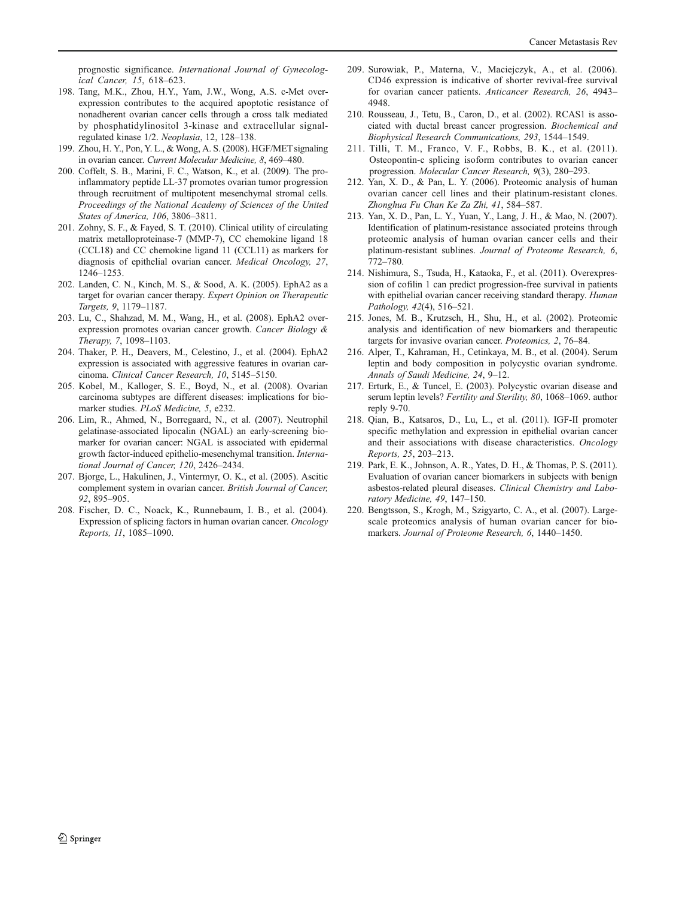prognostic significance. *International Journal of Gynecological Cancer, 15*, 618–623.

198. Tang, M.K., Zhou, H.Y., Yam, J.W., Wong, A.S. c-Met overexpression contributes to the acquired apoptotic resistance of nonadherent ovarian cancer cells through a cross talk mediated by phosphatidylinositol 3-kinase and extracellular signal-regulated kinase 1/2. *Neoplasia*, 12, 128–138.
199. Zhou, H. Y., Pon, Y. L., & Wong, A. S. (2008). HGF/MET signaling in ovarian cancer. *Current Molecular Medicine, 8*, 469–480.
200. Coffelt, S. B., Marini, F. C., Watson, K., et al. (2009). The pro-inflammatory peptide LL-37 promotes ovarian tumor progression through recruitment of multipotent mesenchymal stromal cells. *Proceedings of the National Academy of Sciences of the United States of America, 106*, 3806–3811.
201. Zohny, S. F., & Fayed, S. T. (2010). Clinical utility of circulating matrix metalloproteinase-7 (MMP-7), CC chemokine ligand 18 (CCL18) and CC chemokine ligand 11 (CCL11) as markers for diagnosis of epithelial ovarian cancer. *Medical Oncology, 27*, 1246–1253.
202. Landen, C. N., Kinch, M. S., & Sood, A. K. (2005). EphA2 as a target for ovarian cancer therapy. *Expert Opinion on Therapeutic Targets, 9*, 1179–1187.
203. Lu, C., Shahzad, M. M., Wang, H., et al. (2008). EphA2 overexpression promotes ovarian cancer growth. *Cancer Biology & Therapy, 7*, 1098–1103.
204. Thaker, P. H., Deavers, M., Celestino, J., et al. (2004). EphA2 expression is associated with aggressive features in ovarian carcinoma. *Clinical Cancer Research, 10*, 5145–5150.
205. Kobel, M., Kalloger, S. E., Boyd, N., et al. (2008). Ovarian carcinoma subtypes are different diseases: implications for biomarker studies. *PLoS Medicine, 5*, e232.
206. Lim, R., Ahmed, N., Borregaard, N., et al. (2007). Neutrophil gelatinase-associated lipocalin (NGAL) an early-screening biomarker for ovarian cancer: NGAL is associated with epidermal growth factor-induced epithelio-mesenchymal transition. *International Journal of Cancer, 120*, 2426–2434.
207. Bjorge, L., Hakulinen, J., Vintermyr, O. K., et al. (2005). Ascitic complement system in ovarian cancer. *British Journal of Cancer, 92*, 895–905.
208. Fischer, D. C., Noack, K., Runnebaum, I. B., et al. (2004). Expression of splicing factors in human ovarian cancer. *Oncology Reports, 11*, 1085–1090.
209. Surowiak, P., Materna, V., Maciejczyk, A., et al. (2006). CD46 expression is indicative of shorter revival-free survival for ovarian cancer patients. *Anticancer Research, 26*, 4943–4948.
210. Rousseau, J., Tetu, B., Caron, D., et al. (2002). RCAS1 is associated with ductal breast cancer progression. *Biochemical and Biophysical Research Communications, 293*, 1544–1549.
211. Tilli, T. M., Franco, V. F., Robbs, B. K., et al. (2011). Osteopontin-c splicing isoform contributes to ovarian cancer progression. *Molecular Cancer Research, 9*(3), 280–293.
212. Yan, X. D., & Pan, L. Y. (2006). Proteomic analysis of human ovarian cancer cell lines and their platinum-resistant clones. *Zhonghua Fu Chan Ke Za Zhi, 41*, 584–587.
213. Yan, X. D., Pan, L. Y., Yuan, Y., Lang, J. H., & Mao, N. (2007). Identification of platinum-resistance associated proteins through proteomic analysis of human ovarian cancer cells and their platinum-resistant sublines. *Journal of Proteome Research, 6*, 772–780.
214. Nishimura, S., Tsuda, H., Kataoka, F., et al. (2011). Overexpression of cofilin 1 can predict progression-free survival in patients with epithelial ovarian cancer receiving standard therapy. *Human Pathology, 42*(4), 516–521.
215. Jones, M. B., Krutzsch, H., Shu, H., et al. (2002). Proteomic analysis and identification of new biomarkers and therapeutic targets for invasive ovarian cancer. *Proteomics, 2*, 76–84.
216. Alper, T., Kahraman, H., Cetinkaya, M. B., et al. (2004). Serum leptin and body composition in polycystic ovarian syndrome. *Annals of Saudi Medicine, 24*, 9–12.
217. Erturk, E., & Tuncel, E. (2003). Polycystic ovarian disease and serum leptin levels? *Fertility and Sterility, 80*, 1068–1069. author reply 9-70.
218. Qian, B., Katsaros, D., Lu, L., et al. (2011). IGF-II promoter specific methylation and expression in epithelial ovarian cancer and their associations with disease characteristics. *Oncology Reports, 25*, 203–213.
219. Park, E. K., Johnson, A. R., Yates, D. H., & Thomas, P. S. (2011). Evaluation of ovarian cancer biomarkers in subjects with benign asbestos-related pleural diseases. *Clinical Chemistry and Laboratory Medicine, 49*, 147–150.
220. Bengtsson, S., Krogh, M., Szigyarto, C. A., et al. (2007). Large-scale proteomics analysis of human ovarian cancer for biomarkers. *Journal of Proteome Research, 6*, 1440–1450.